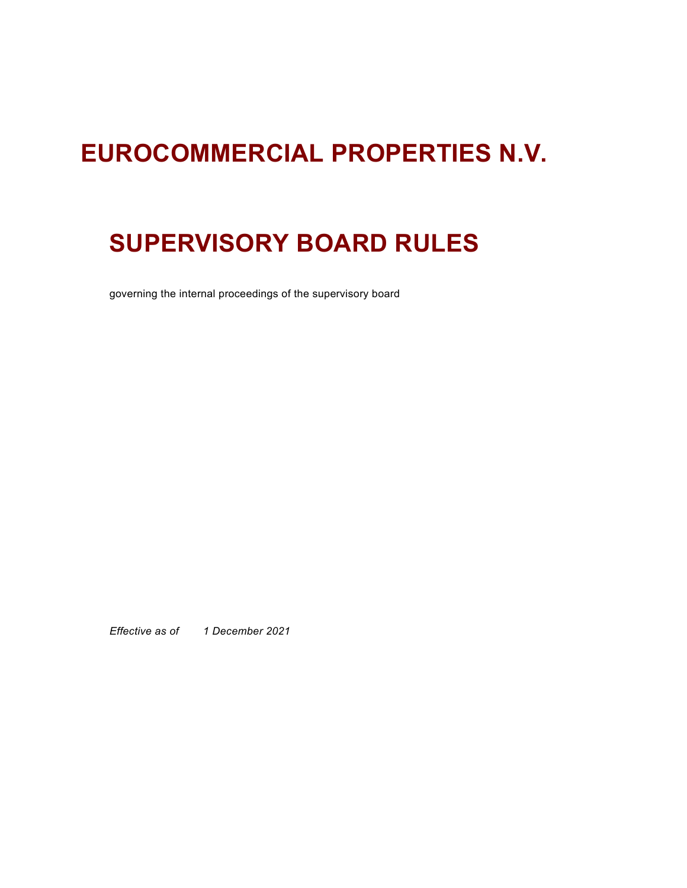# EUROCOMMERCIAL PROPERTIES N.V.

## SUPERVISORY BOARD RULES

governing the internal proceedings of the supervisory board

*Effective as of 1 December 2021*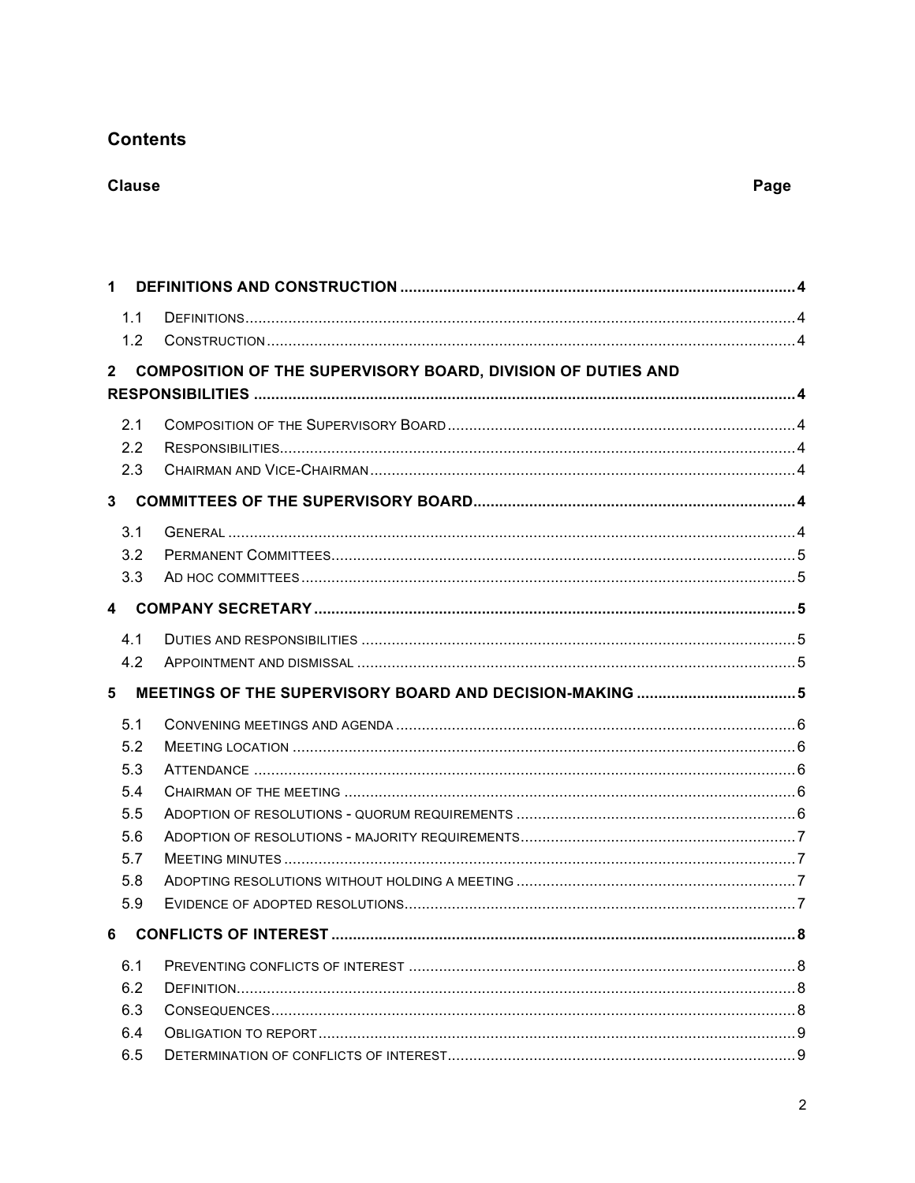## Contents

| Clause | | Page |
|---|---|---|
| **1** | **DEFINITIONS AND CONSTRUCTION** | **4** |
| 1.1 | DEFINITIONS | 4 |
| 1.2 | CONSTRUCTION | 4 |
| **2** | **COMPOSITION OF THE SUPERVISORY BOARD, DIVISION OF DUTIES AND RESPONSIBILITIES** | **4** |
| 2.1 | COMPOSITION OF THE SUPERVISORY BOARD | 4 |
| 2.2 | RESPONSIBILITIES | 4 |
| 2.3 | CHAIRMAN AND VICE-CHAIRMAN | 4 |
| **3** | **COMMITTEES OF THE SUPERVISORY BOARD** | **4** |
| 3.1 | GENERAL | 4 |
| 3.2 | PERMANENT COMMITTEES | 5 |
| 3.3 | AD HOC COMMITTEES | 5 |
| **4** | **COMPANY SECRETARY** | **5** |
| 4.1 | DUTIES AND RESPONSIBILITIES | 5 |
| 4.2 | APPOINTMENT AND DISMISSAL | 5 |
| **5** | **MEETINGS OF THE SUPERVISORY BOARD AND DECISION-MAKING** | **5** |
| 5.1 | CONVENING MEETINGS AND AGENDA | 6 |
| 5.2 | MEETING LOCATION | 6 |
| 5.3 | ATTENDANCE | 6 |
| 5.4 | CHAIRMAN OF THE MEETING | 6 |
| 5.5 | ADOPTION OF RESOLUTIONS - QUORUM REQUIREMENTS | 6 |
| 5.6 | ADOPTION OF RESOLUTIONS - MAJORITY REQUIREMENTS | 7 |
| 5.7 | MEETING MINUTES | 7 |
| 5.8 | ADOPTING RESOLUTIONS WITHOUT HOLDING A MEETING | 7 |
| 5.9 | EVIDENCE OF ADOPTED RESOLUTIONS | 7 |
| **6** | **CONFLICTS OF INTEREST** | **8** |
| 6.1 | PREVENTING CONFLICTS OF INTEREST | 8 |
| 6.2 | DEFINITION | 8 |
| 6.3 | CONSEQUENCES | 8 |
| 6.4 | OBLIGATION TO REPORT | 9 |
| 6.5 | DETERMINATION OF CONFLICTS OF INTEREST | 9 |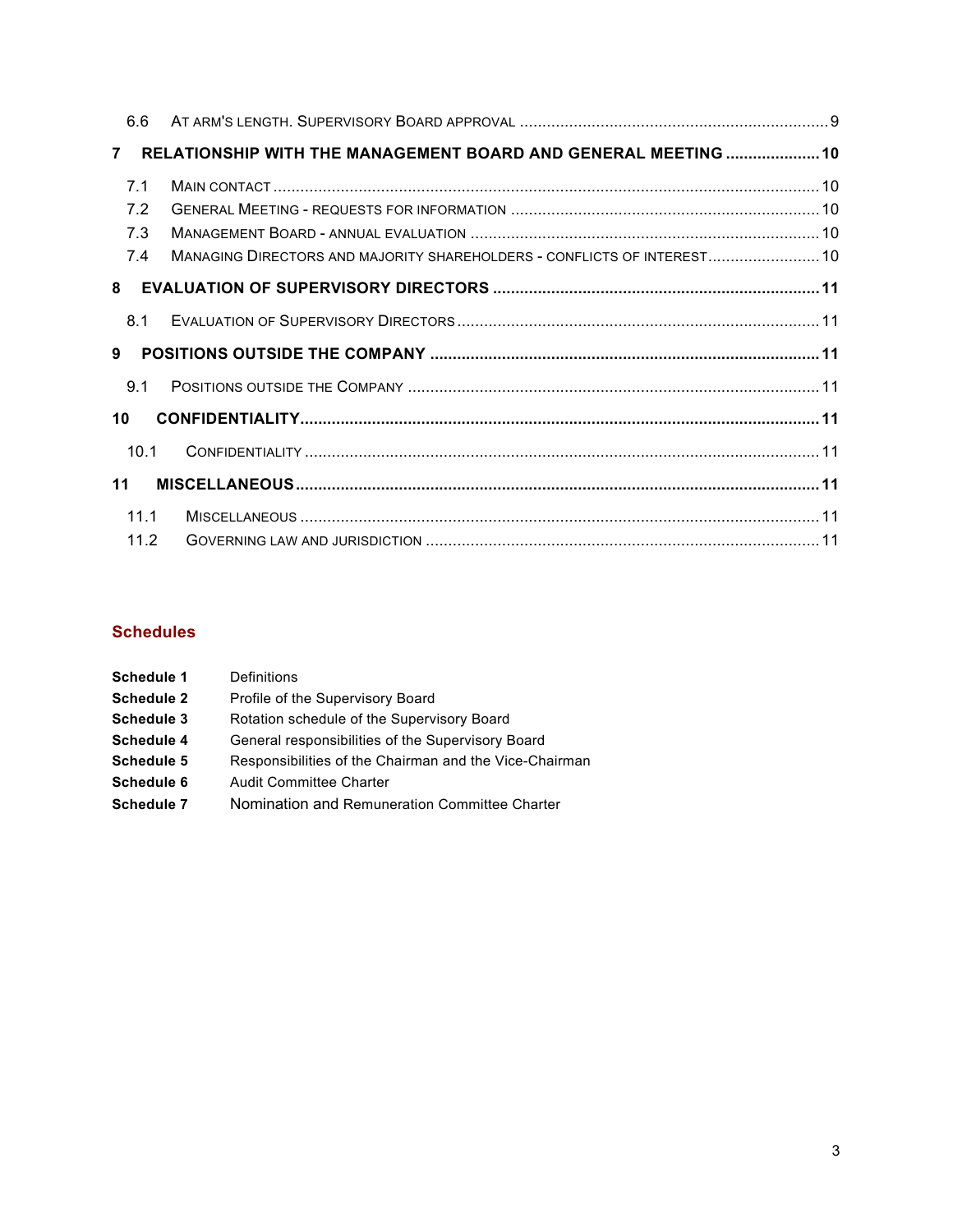6.6 AT ARM'S LENGTH. SUPERVISORY BOARD APPROVAL ..... 9

**7 RELATIONSHIP WITH THE MANAGEMENT BOARD AND GENERAL MEETING ..... 10**

7.1 MAIN CONTACT ..... 10
7.2 GENERAL MEETING - REQUESTS FOR INFORMATION ..... 10
7.3 MANAGEMENT BOARD - ANNUAL EVALUATION ..... 10
7.4 MANAGING DIRECTORS AND MAJORITY SHAREHOLDERS - CONFLICTS OF INTEREST ..... 10

**8 EVALUATION OF SUPERVISORY DIRECTORS ..... 11**

8.1 EVALUATION OF SUPERVISORY DIRECTORS ..... 11

**9 POSITIONS OUTSIDE THE COMPANY ..... 11**

9.1 POSITIONS OUTSIDE THE COMPANY ..... 11

**10 CONFIDENTIALITY ..... 11**

10.1 CONFIDENTIALITY ..... 11

**11 MISCELLANEOUS ..... 11**

11.1 MISCELLANEOUS ..... 11
11.2 GOVERNING LAW AND JURISDICTION ..... 11

## Schedules

**Schedule 1** Definitions
**Schedule 2** Profile of the Supervisory Board
**Schedule 3** Rotation schedule of the Supervisory Board
**Schedule 4** General responsibilities of the Supervisory Board
**Schedule 5** Responsibilities of the Chairman and the Vice-Chairman
**Schedule 6** Audit Committee Charter
**Schedule 7** Nomination and Remuneration Committee Charter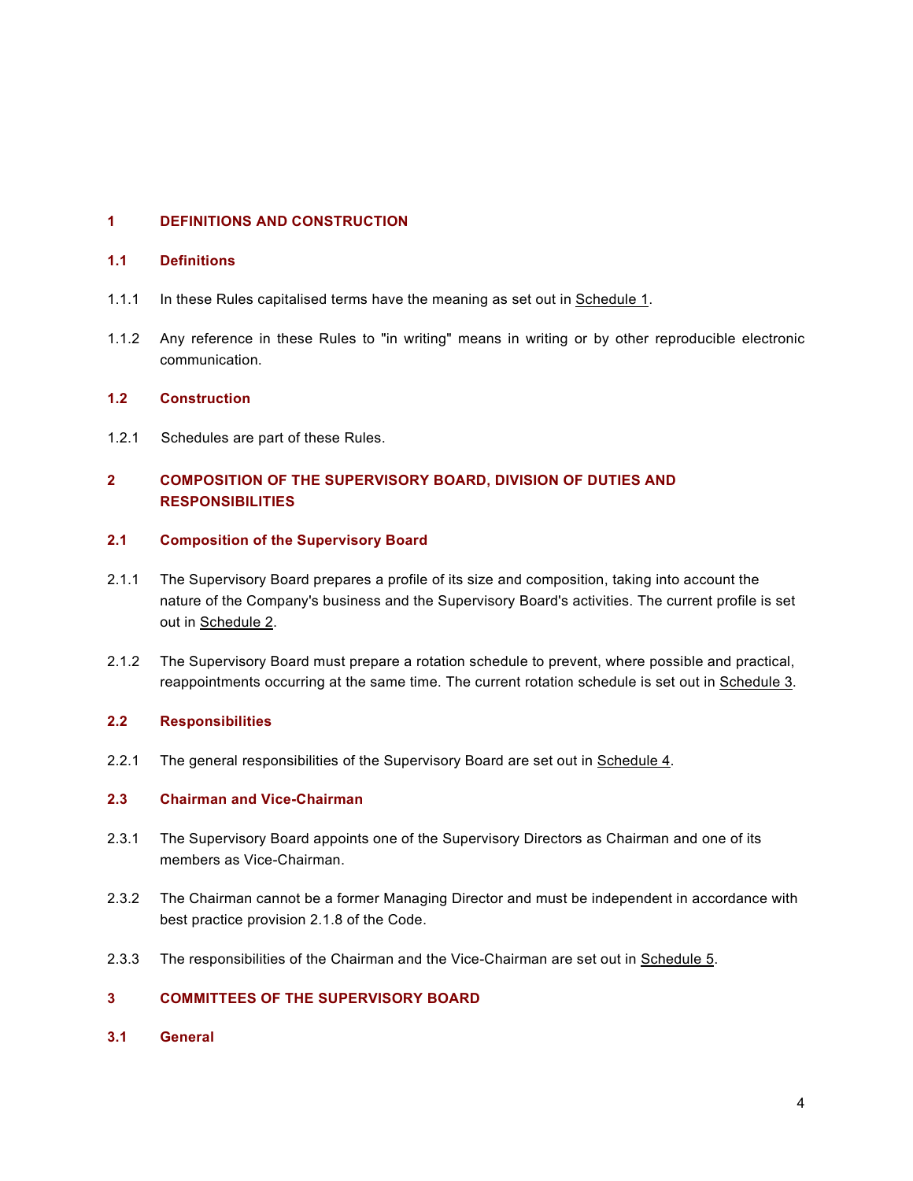# 1 DEFINITIONS AND CONSTRUCTION

## 1.1 Definitions

1.1.1 In these Rules capitalised terms have the meaning as set out in Schedule 1.

1.1.2 Any reference in these Rules to "in writing" means in writing or by other reproducible electronic communication.

## 1.2 Construction

1.2.1 Schedules are part of these Rules.

# 2 COMPOSITION OF THE SUPERVISORY BOARD, DIVISION OF DUTIES AND RESPONSIBILITIES

## 2.1 Composition of the Supervisory Board

2.1.1 The Supervisory Board prepares a profile of its size and composition, taking into account the nature of the Company's business and the Supervisory Board's activities. The current profile is set out in Schedule 2.

2.1.2 The Supervisory Board must prepare a rotation schedule to prevent, where possible and practical, reappointments occurring at the same time. The current rotation schedule is set out in Schedule 3.

## 2.2 Responsibilities

2.2.1 The general responsibilities of the Supervisory Board are set out in Schedule 4.

## 2.3 Chairman and Vice-Chairman

2.3.1 The Supervisory Board appoints one of the Supervisory Directors as Chairman and one of its members as Vice-Chairman.

2.3.2 The Chairman cannot be a former Managing Director and must be independent in accordance with best practice provision 2.1.8 of the Code.

2.3.3 The responsibilities of the Chairman and the Vice-Chairman are set out in Schedule 5.

# 3 COMMITTEES OF THE SUPERVISORY BOARD

## 3.1 General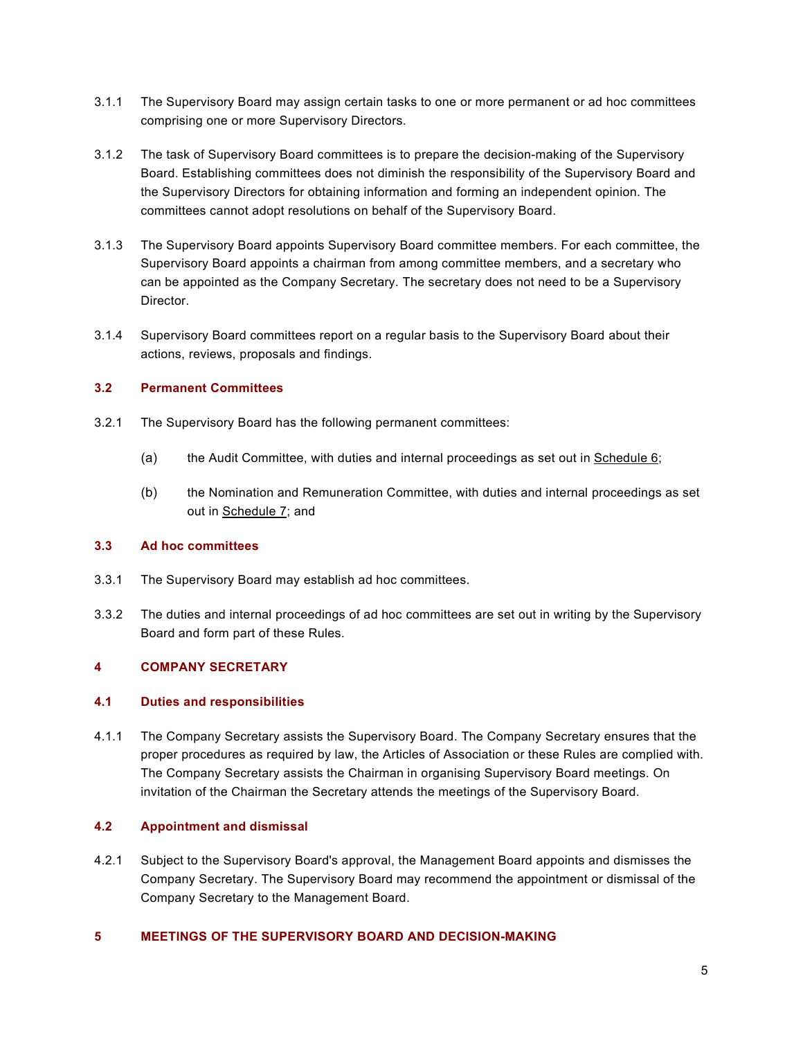3.1.1 The Supervisory Board may assign certain tasks to one or more permanent or ad hoc committees comprising one or more Supervisory Directors.

3.1.2 The task of Supervisory Board committees is to prepare the decision-making of the Supervisory Board. Establishing committees does not diminish the responsibility of the Supervisory Board and the Supervisory Directors for obtaining information and forming an independent opinion. The committees cannot adopt resolutions on behalf of the Supervisory Board.

3.1.3 The Supervisory Board appoints Supervisory Board committee members. For each committee, the Supervisory Board appoints a chairman from among committee members, and a secretary who can be appointed as the Company Secretary. The secretary does not need to be a Supervisory Director.

3.1.4 Supervisory Board committees report on a regular basis to the Supervisory Board about their actions, reviews, proposals and findings.

### 3.2 Permanent Committees

3.2.1 The Supervisory Board has the following permanent committees:

(a) the Audit Committee, with duties and internal proceedings as set out in Schedule 6;

(b) the Nomination and Remuneration Committee, with duties and internal proceedings as set out in Schedule 7; and

### 3.3 Ad hoc committees

3.3.1 The Supervisory Board may establish ad hoc committees.

3.3.2 The duties and internal proceedings of ad hoc committees are set out in writing by the Supervisory Board and form part of these Rules.

## 4 COMPANY SECRETARY

### 4.1 Duties and responsibilities

4.1.1 The Company Secretary assists the Supervisory Board. The Company Secretary ensures that the proper procedures as required by law, the Articles of Association or these Rules are complied with. The Company Secretary assists the Chairman in organising Supervisory Board meetings. On invitation of the Chairman the Secretary attends the meetings of the Supervisory Board.

### 4.2 Appointment and dismissal

4.2.1 Subject to the Supervisory Board's approval, the Management Board appoints and dismisses the Company Secretary. The Supervisory Board may recommend the appointment or dismissal of the Company Secretary to the Management Board.

## 5 MEETINGS OF THE SUPERVISORY BOARD AND DECISION-MAKING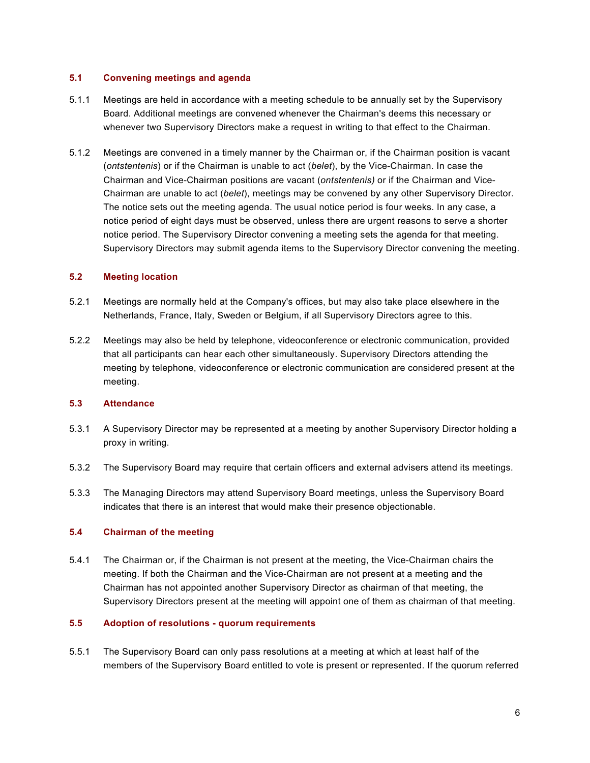### 5.1 Convening meetings and agenda

5.1.1 Meetings are held in accordance with a meeting schedule to be annually set by the Supervisory Board. Additional meetings are convened whenever the Chairman's deems this necessary or whenever two Supervisory Directors make a request in writing to that effect to the Chairman.

5.1.2 Meetings are convened in a timely manner by the Chairman or, if the Chairman position is vacant (*ontstentenis*) or if the Chairman is unable to act (*belet*), by the Vice-Chairman. In case the Chairman and Vice-Chairman positions are vacant (*ontstentenis)* or if the Chairman and Vice-Chairman are unable to act (*belet*), meetings may be convened by any other Supervisory Director. The notice sets out the meeting agenda. The usual notice period is four weeks. In any case, a notice period of eight days must be observed, unless there are urgent reasons to serve a shorter notice period. The Supervisory Director convening a meeting sets the agenda for that meeting. Supervisory Directors may submit agenda items to the Supervisory Director convening the meeting.

### 5.2 Meeting location

5.2.1 Meetings are normally held at the Company's offices, but may also take place elsewhere in the Netherlands, France, Italy, Sweden or Belgium, if all Supervisory Directors agree to this.

5.2.2 Meetings may also be held by telephone, videoconference or electronic communication, provided that all participants can hear each other simultaneously. Supervisory Directors attending the meeting by telephone, videoconference or electronic communication are considered present at the meeting.

### 5.3 Attendance

5.3.1 A Supervisory Director may be represented at a meeting by another Supervisory Director holding a proxy in writing.

5.3.2 The Supervisory Board may require that certain officers and external advisers attend its meetings.

5.3.3 The Managing Directors may attend Supervisory Board meetings, unless the Supervisory Board indicates that there is an interest that would make their presence objectionable.

### 5.4 Chairman of the meeting

5.4.1 The Chairman or, if the Chairman is not present at the meeting, the Vice-Chairman chairs the meeting. If both the Chairman and the Vice-Chairman are not present at a meeting and the Chairman has not appointed another Supervisory Director as chairman of that meeting, the Supervisory Directors present at the meeting will appoint one of them as chairman of that meeting.

### 5.5 Adoption of resolutions - quorum requirements

5.5.1 The Supervisory Board can only pass resolutions at a meeting at which at least half of the members of the Supervisory Board entitled to vote is present or represented. If the quorum referred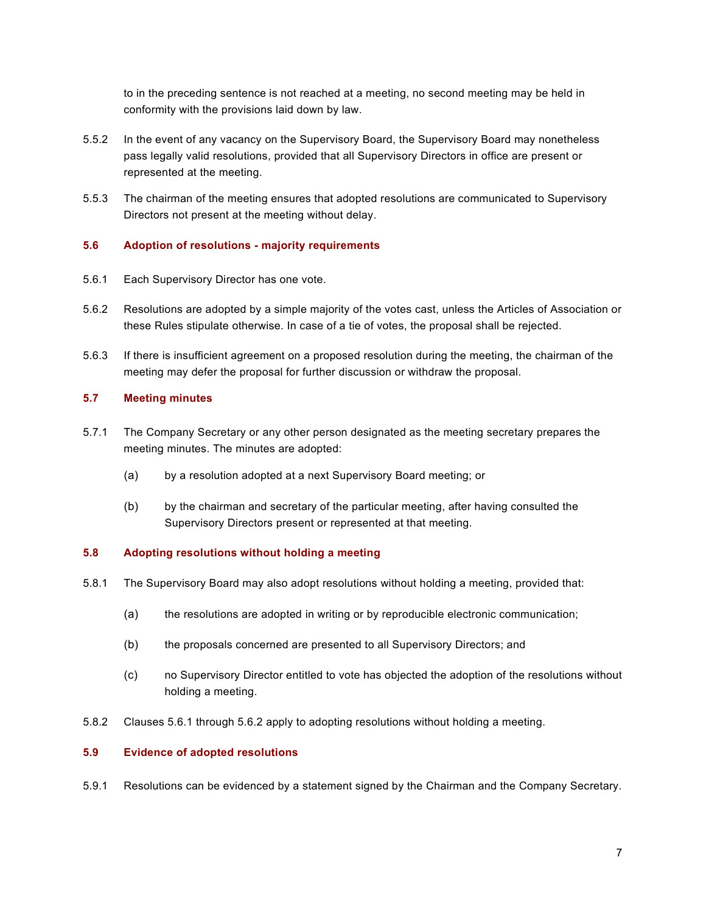to in the preceding sentence is not reached at a meeting, no second meeting may be held in conformity with the provisions laid down by law.

5.5.2 In the event of any vacancy on the Supervisory Board, the Supervisory Board may nonetheless pass legally valid resolutions, provided that all Supervisory Directors in office are present or represented at the meeting.

5.5.3 The chairman of the meeting ensures that adopted resolutions are communicated to Supervisory Directors not present at the meeting without delay.

### 5.6 Adoption of resolutions - majority requirements

5.6.1 Each Supervisory Director has one vote.

5.6.2 Resolutions are adopted by a simple majority of the votes cast, unless the Articles of Association or these Rules stipulate otherwise. In case of a tie of votes, the proposal shall be rejected.

5.6.3 If there is insufficient agreement on a proposed resolution during the meeting, the chairman of the meeting may defer the proposal for further discussion or withdraw the proposal.

### 5.7 Meeting minutes

5.7.1 The Company Secretary or any other person designated as the meeting secretary prepares the meeting minutes. The minutes are adopted:

(a) by a resolution adopted at a next Supervisory Board meeting; or

(b) by the chairman and secretary of the particular meeting, after having consulted the Supervisory Directors present or represented at that meeting.

### 5.8 Adopting resolutions without holding a meeting

5.8.1 The Supervisory Board may also adopt resolutions without holding a meeting, provided that:

(a) the resolutions are adopted in writing or by reproducible electronic communication;

(b) the proposals concerned are presented to all Supervisory Directors; and

(c) no Supervisory Director entitled to vote has objected the adoption of the resolutions without holding a meeting.

5.8.2 Clauses 5.6.1 through 5.6.2 apply to adopting resolutions without holding a meeting.

### 5.9 Evidence of adopted resolutions

5.9.1 Resolutions can be evidenced by a statement signed by the Chairman and the Company Secretary.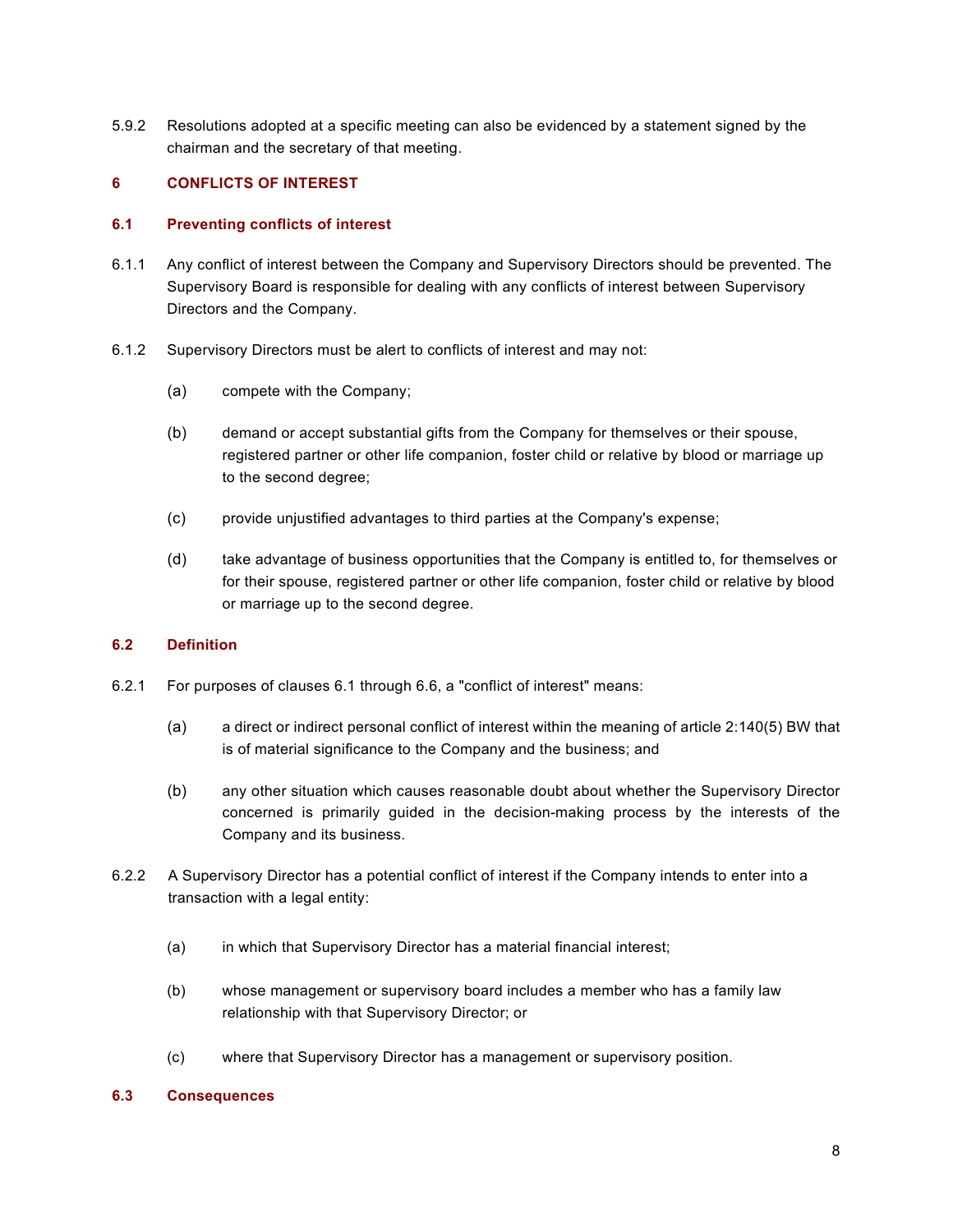5.9.2 Resolutions adopted at a specific meeting can also be evidenced by a statement signed by the chairman and the secretary of that meeting.

## 6 CONFLICTS OF INTEREST

### 6.1 Preventing conflicts of interest

6.1.1 Any conflict of interest between the Company and Supervisory Directors should be prevented. The Supervisory Board is responsible for dealing with any conflicts of interest between Supervisory Directors and the Company.

6.1.2 Supervisory Directors must be alert to conflicts of interest and may not:

(a) compete with the Company;

(b) demand or accept substantial gifts from the Company for themselves or their spouse, registered partner or other life companion, foster child or relative by blood or marriage up to the second degree;

(c) provide unjustified advantages to third parties at the Company's expense;

(d) take advantage of business opportunities that the Company is entitled to, for themselves or for their spouse, registered partner or other life companion, foster child or relative by blood or marriage up to the second degree.

### 6.2 Definition

6.2.1 For purposes of clauses 6.1 through 6.6, a "conflict of interest" means:

(a) a direct or indirect personal conflict of interest within the meaning of article 2:140(5) BW that is of material significance to the Company and the business; and

(b) any other situation which causes reasonable doubt about whether the Supervisory Director concerned is primarily guided in the decision-making process by the interests of the Company and its business.

6.2.2 A Supervisory Director has a potential conflict of interest if the Company intends to enter into a transaction with a legal entity:

(a) in which that Supervisory Director has a material financial interest;

(b) whose management or supervisory board includes a member who has a family law relationship with that Supervisory Director; or

(c) where that Supervisory Director has a management or supervisory position.

### 6.3 Consequences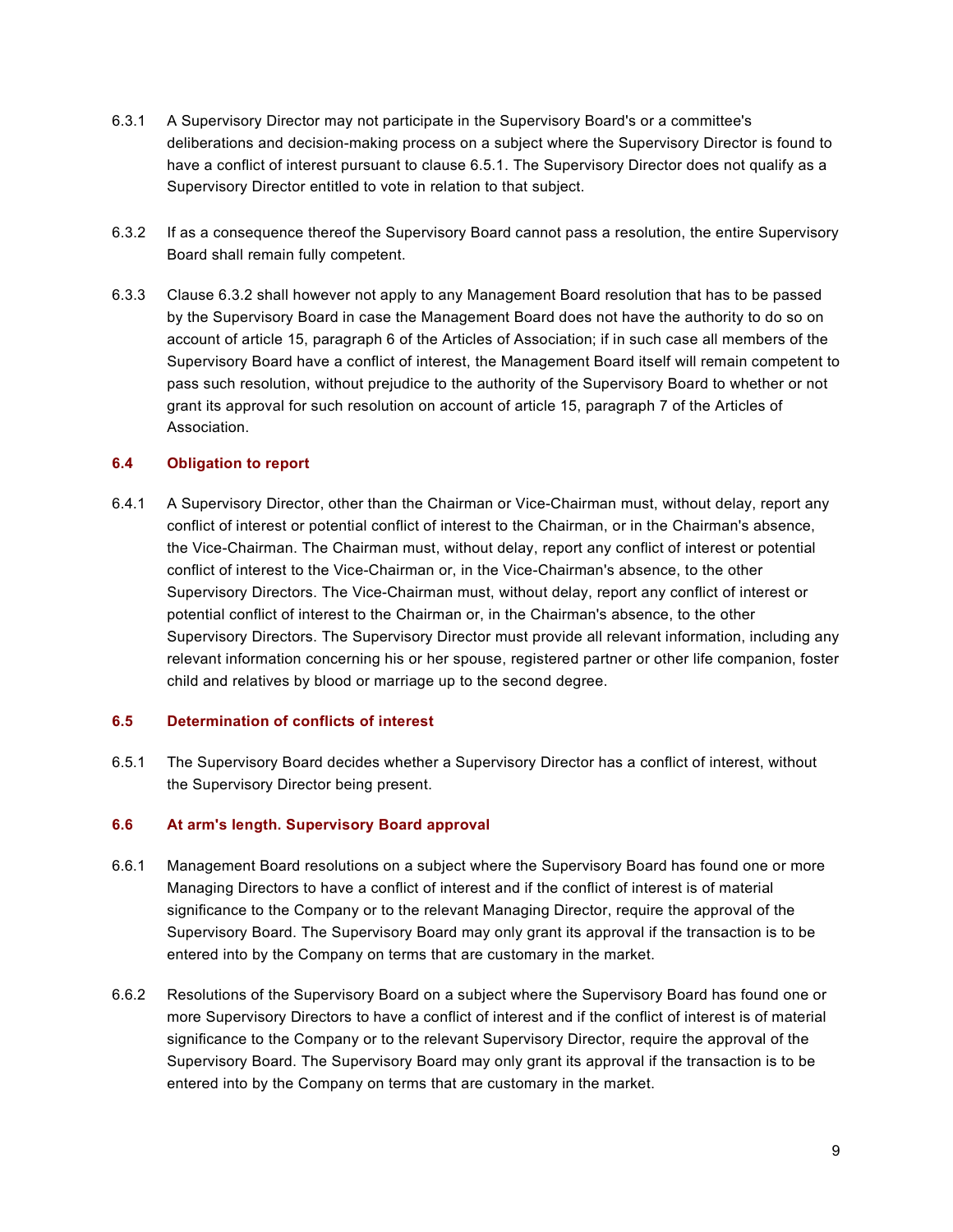6.3.1 A Supervisory Director may not participate in the Supervisory Board's or a committee's deliberations and decision-making process on a subject where the Supervisory Director is found to have a conflict of interest pursuant to clause 6.5.1. The Supervisory Director does not qualify as a Supervisory Director entitled to vote in relation to that subject.

6.3.2 If as a consequence thereof the Supervisory Board cannot pass a resolution, the entire Supervisory Board shall remain fully competent.

6.3.3 Clause 6.3.2 shall however not apply to any Management Board resolution that has to be passed by the Supervisory Board in case the Management Board does not have the authority to do so on account of article 15, paragraph 6 of the Articles of Association; if in such case all members of the Supervisory Board have a conflict of interest, the Management Board itself will remain competent to pass such resolution, without prejudice to the authority of the Supervisory Board to whether or not grant its approval for such resolution on account of article 15, paragraph 7 of the Articles of Association.

### 6.4 Obligation to report

6.4.1 A Supervisory Director, other than the Chairman or Vice-Chairman must, without delay, report any conflict of interest or potential conflict of interest to the Chairman, or in the Chairman's absence, the Vice-Chairman. The Chairman must, without delay, report any conflict of interest or potential conflict of interest to the Vice-Chairman or, in the Vice-Chairman's absence, to the other Supervisory Directors. The Vice-Chairman must, without delay, report any conflict of interest or potential conflict of interest to the Chairman or, in the Chairman's absence, to the other Supervisory Directors. The Supervisory Director must provide all relevant information, including any relevant information concerning his or her spouse, registered partner or other life companion, foster child and relatives by blood or marriage up to the second degree.

### 6.5 Determination of conflicts of interest

6.5.1 The Supervisory Board decides whether a Supervisory Director has a conflict of interest, without the Supervisory Director being present.

### 6.6 At arm's length. Supervisory Board approval

6.6.1 Management Board resolutions on a subject where the Supervisory Board has found one or more Managing Directors to have a conflict of interest and if the conflict of interest is of material significance to the Company or to the relevant Managing Director, require the approval of the Supervisory Board. The Supervisory Board may only grant its approval if the transaction is to be entered into by the Company on terms that are customary in the market.

6.6.2 Resolutions of the Supervisory Board on a subject where the Supervisory Board has found one or more Supervisory Directors to have a conflict of interest and if the conflict of interest is of material significance to the Company or to the relevant Supervisory Director, require the approval of the Supervisory Board. The Supervisory Board may only grant its approval if the transaction is to be entered into by the Company on terms that are customary in the market.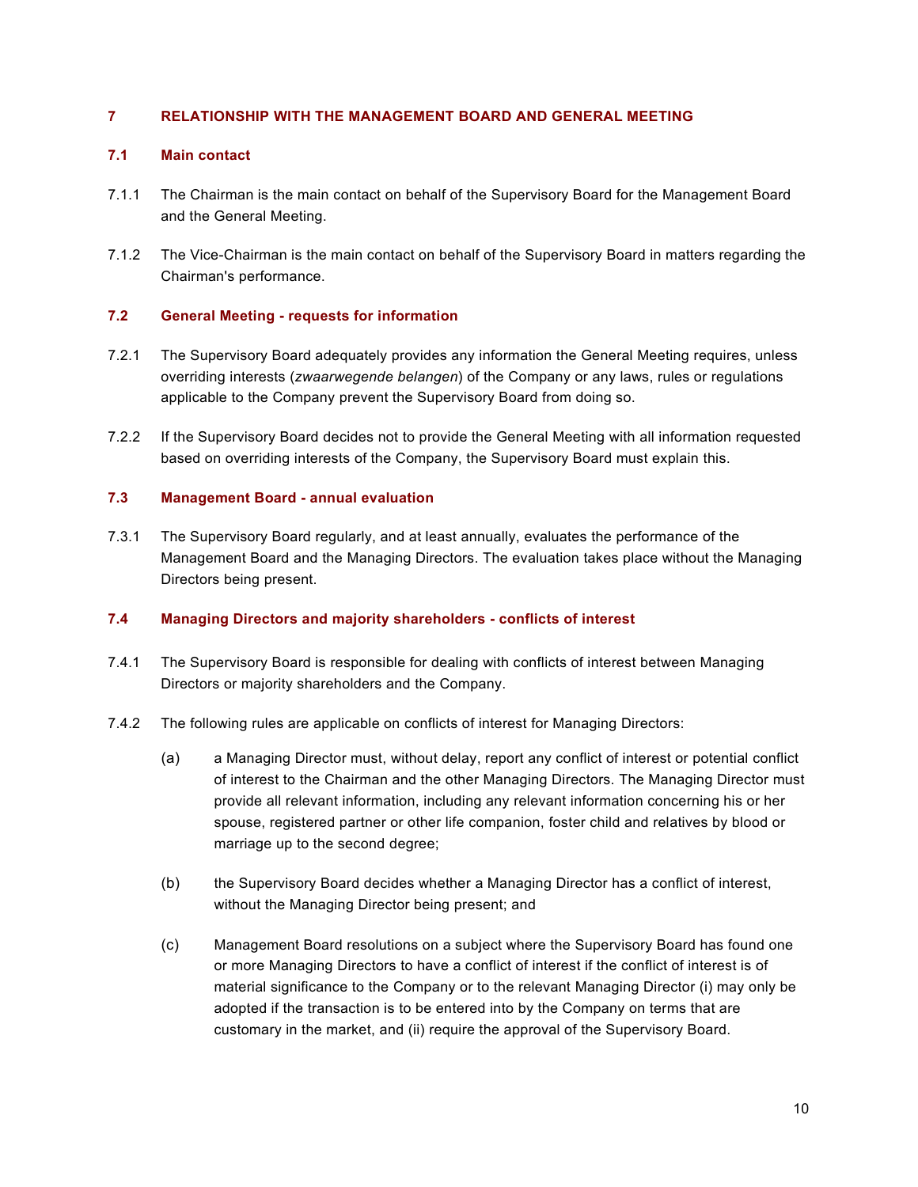## 7 RELATIONSHIP WITH THE MANAGEMENT BOARD AND GENERAL MEETING

### 7.1 Main contact

7.1.1 The Chairman is the main contact on behalf of the Supervisory Board for the Management Board and the General Meeting.

7.1.2 The Vice-Chairman is the main contact on behalf of the Supervisory Board in matters regarding the Chairman's performance.

### 7.2 General Meeting - requests for information

7.2.1 The Supervisory Board adequately provides any information the General Meeting requires, unless overriding interests (*zwaarwegende belangen*) of the Company or any laws, rules or regulations applicable to the Company prevent the Supervisory Board from doing so.

7.2.2 If the Supervisory Board decides not to provide the General Meeting with all information requested based on overriding interests of the Company, the Supervisory Board must explain this.

### 7.3 Management Board - annual evaluation

7.3.1 The Supervisory Board regularly, and at least annually, evaluates the performance of the Management Board and the Managing Directors. The evaluation takes place without the Managing Directors being present.

### 7.4 Managing Directors and majority shareholders - conflicts of interest

7.4.1 The Supervisory Board is responsible for dealing with conflicts of interest between Managing Directors or majority shareholders and the Company.

7.4.2 The following rules are applicable on conflicts of interest for Managing Directors:

(a) a Managing Director must, without delay, report any conflict of interest or potential conflict of interest to the Chairman and the other Managing Directors. The Managing Director must provide all relevant information, including any relevant information concerning his or her spouse, registered partner or other life companion, foster child and relatives by blood or marriage up to the second degree;

(b) the Supervisory Board decides whether a Managing Director has a conflict of interest, without the Managing Director being present; and

(c) Management Board resolutions on a subject where the Supervisory Board has found one or more Managing Directors to have a conflict of interest if the conflict of interest is of material significance to the Company or to the relevant Managing Director (i) may only be adopted if the transaction is to be entered into by the Company on terms that are customary in the market, and (ii) require the approval of the Supervisory Board.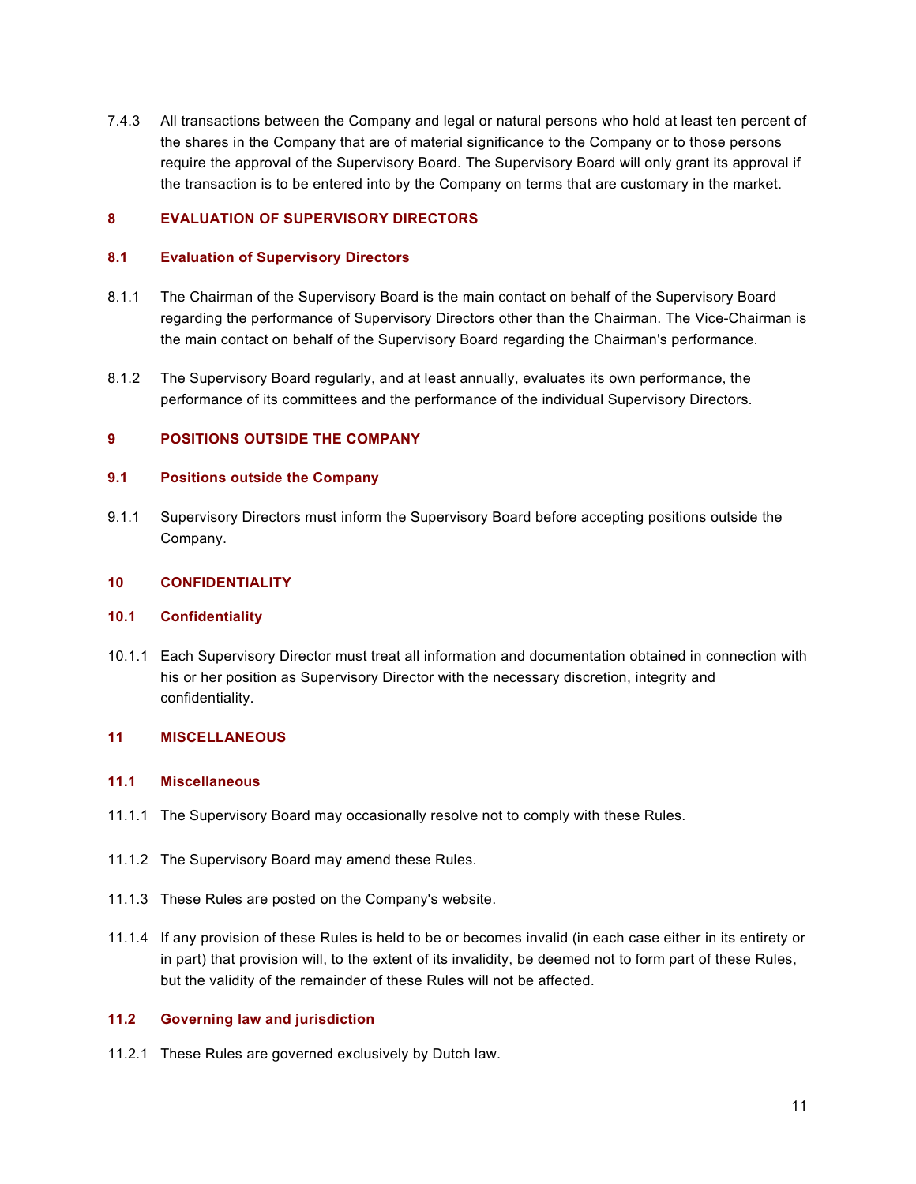7.4.3 All transactions between the Company and legal or natural persons who hold at least ten percent of the shares in the Company that are of material significance to the Company or to those persons require the approval of the Supervisory Board. The Supervisory Board will only grant its approval if the transaction is to be entered into by the Company on terms that are customary in the market.

## 8 EVALUATION OF SUPERVISORY DIRECTORS

### 8.1 Evaluation of Supervisory Directors

8.1.1 The Chairman of the Supervisory Board is the main contact on behalf of the Supervisory Board regarding the performance of Supervisory Directors other than the Chairman. The Vice-Chairman is the main contact on behalf of the Supervisory Board regarding the Chairman's performance.

8.1.2 The Supervisory Board regularly, and at least annually, evaluates its own performance, the performance of its committees and the performance of the individual Supervisory Directors.

## 9 POSITIONS OUTSIDE THE COMPANY

### 9.1 Positions outside the Company

9.1.1 Supervisory Directors must inform the Supervisory Board before accepting positions outside the Company.

## 10 CONFIDENTIALITY

### 10.1 Confidentiality

10.1.1 Each Supervisory Director must treat all information and documentation obtained in connection with his or her position as Supervisory Director with the necessary discretion, integrity and confidentiality.

## 11 MISCELLANEOUS

### 11.1 Miscellaneous

11.1.1 The Supervisory Board may occasionally resolve not to comply with these Rules.

11.1.2 The Supervisory Board may amend these Rules.

11.1.3 These Rules are posted on the Company's website.

11.1.4 If any provision of these Rules is held to be or becomes invalid (in each case either in its entirety or in part) that provision will, to the extent of its invalidity, be deemed not to form part of these Rules, but the validity of the remainder of these Rules will not be affected.

### 11.2 Governing law and jurisdiction

11.2.1 These Rules are governed exclusively by Dutch law.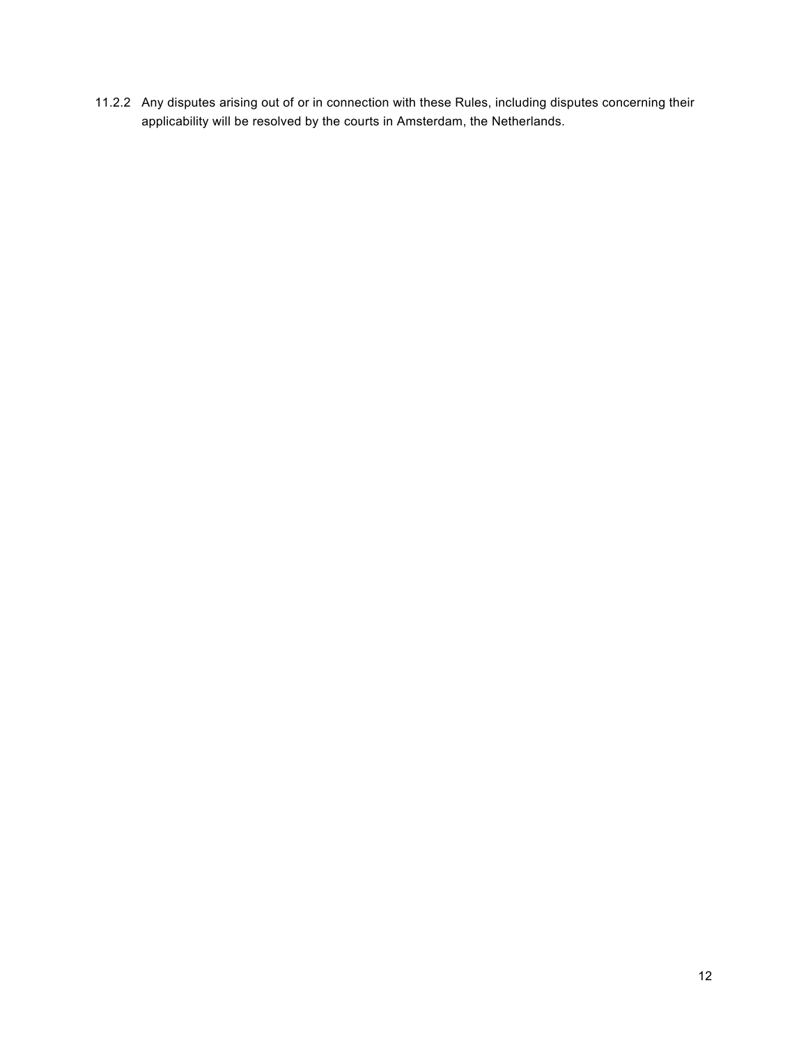11.2.2 Any disputes arising out of or in connection with these Rules, including disputes concerning their applicability will be resolved by the courts in Amsterdam, the Netherlands.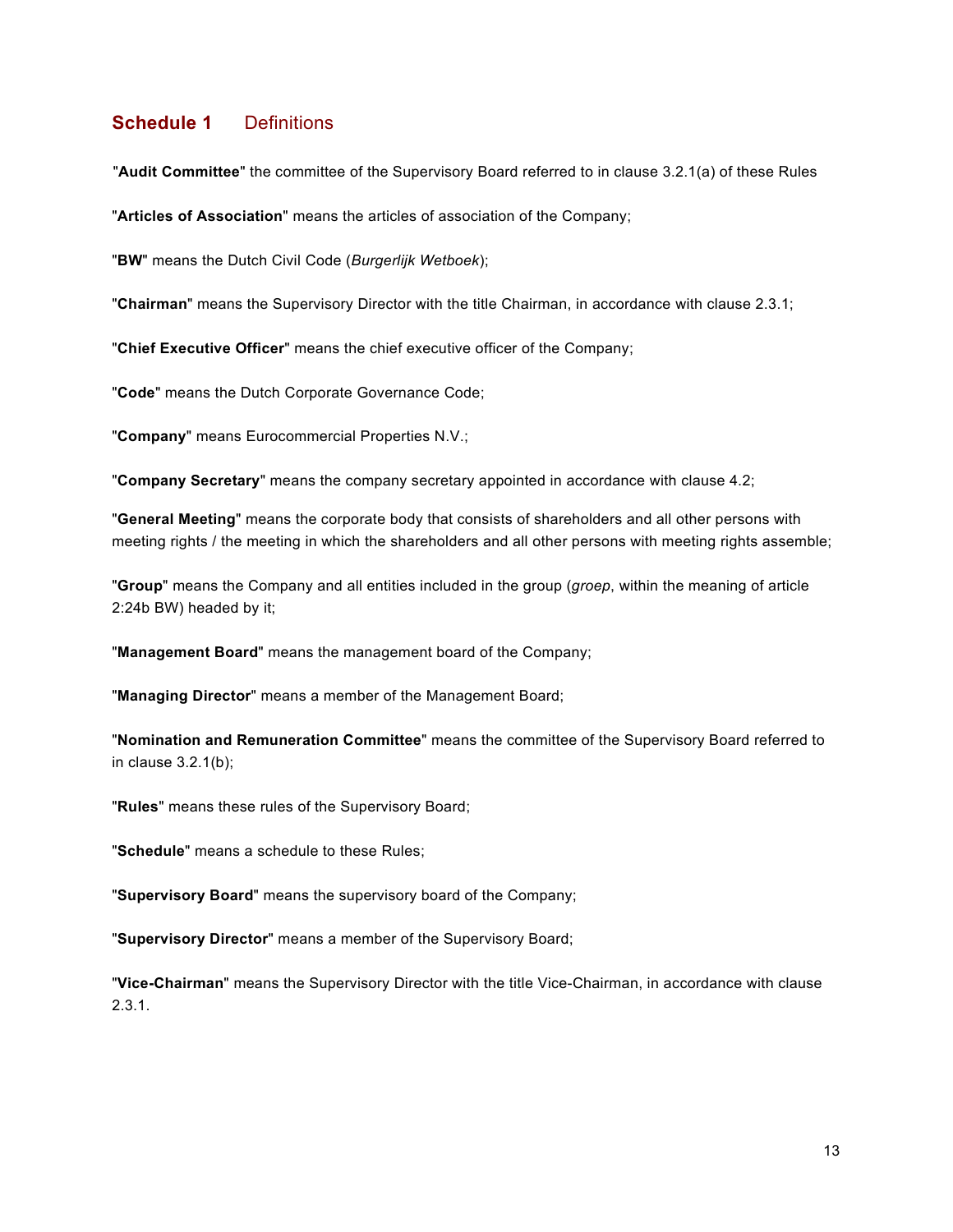## Schedule 1 Definitions

"**Audit Committee**" the committee of the Supervisory Board referred to in clause 3.2.1(a) of these Rules

"**Articles of Association**" means the articles of association of the Company;

"**BW**" means the Dutch Civil Code (*Burgerlijk Wetboek*);

"**Chairman**" means the Supervisory Director with the title Chairman, in accordance with clause 2.3.1;

"**Chief Executive Officer**" means the chief executive officer of the Company;

"**Code**" means the Dutch Corporate Governance Code;

"**Company**" means Eurocommercial Properties N.V.;

"**Company Secretary**" means the company secretary appointed in accordance with clause 4.2;

"**General Meeting**" means the corporate body that consists of shareholders and all other persons with meeting rights / the meeting in which the shareholders and all other persons with meeting rights assemble;

"**Group**" means the Company and all entities included in the group (*groep*, within the meaning of article 2:24b BW) headed by it;

"**Management Board**" means the management board of the Company;

"**Managing Director**" means a member of the Management Board;

"**Nomination and Remuneration Committee**" means the committee of the Supervisory Board referred to in clause 3.2.1(b);

"**Rules**" means these rules of the Supervisory Board;

"**Schedule**" means a schedule to these Rules;

"**Supervisory Board**" means the supervisory board of the Company;

"**Supervisory Director**" means a member of the Supervisory Board;

"**Vice-Chairman**" means the Supervisory Director with the title Vice-Chairman, in accordance with clause 2.3.1.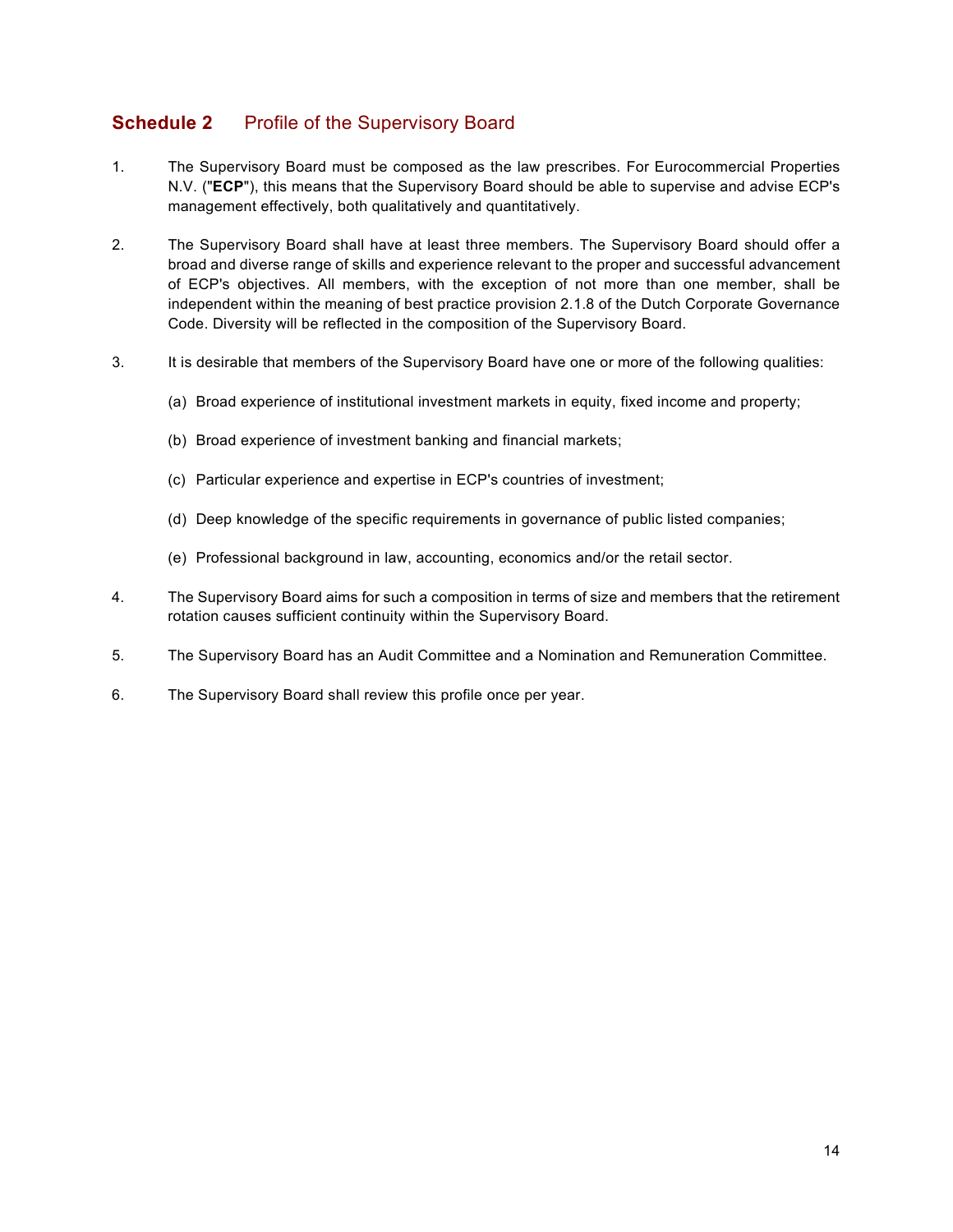## **Schedule 2** Profile of the Supervisory Board

1. The Supervisory Board must be composed as the law prescribes. For Eurocommercial Properties N.V. ("**ECP**"), this means that the Supervisory Board should be able to supervise and advise ECP's management effectively, both qualitatively and quantitatively.

2. The Supervisory Board shall have at least three members. The Supervisory Board should offer a broad and diverse range of skills and experience relevant to the proper and successful advancement of ECP's objectives. All members, with the exception of not more than one member, shall be independent within the meaning of best practice provision 2.1.8 of the Dutch Corporate Governance Code. Diversity will be reflected in the composition of the Supervisory Board.

3. It is desirable that members of the Supervisory Board have one or more of the following qualities:

   (a) Broad experience of institutional investment markets in equity, fixed income and property;

   (b) Broad experience of investment banking and financial markets;

   (c) Particular experience and expertise in ECP's countries of investment;

   (d) Deep knowledge of the specific requirements in governance of public listed companies;

   (e) Professional background in law, accounting, economics and/or the retail sector.

4. The Supervisory Board aims for such a composition in terms of size and members that the retirement rotation causes sufficient continuity within the Supervisory Board.

5. The Supervisory Board has an Audit Committee and a Nomination and Remuneration Committee.

6. The Supervisory Board shall review this profile once per year.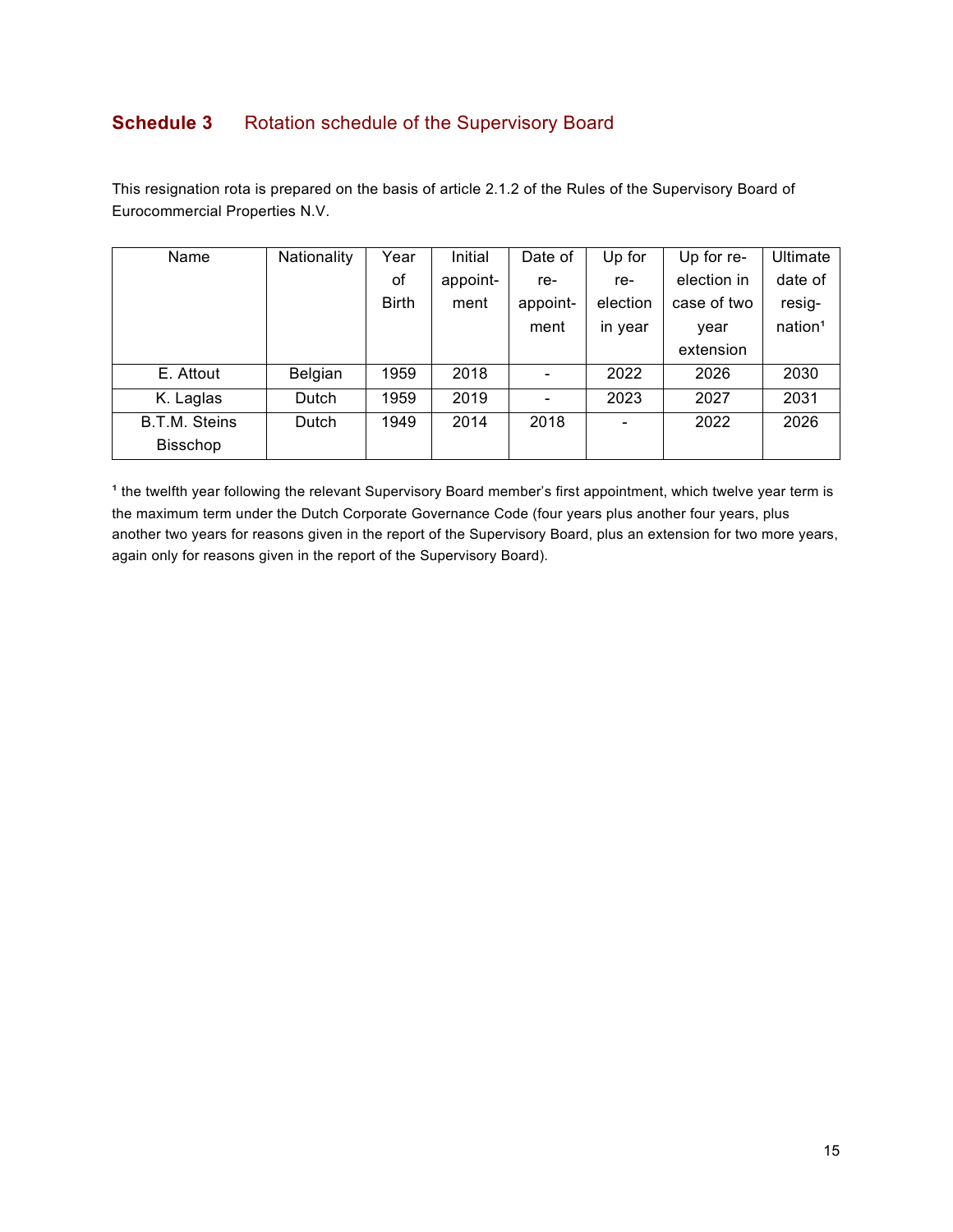## Schedule 3 Rotation schedule of the Supervisory Board

This resignation rota is prepared on the basis of article 2.1.2 of the Rules of the Supervisory Board of Eurocommercial Properties N.V.

| Name | Nationality | Year of Birth | Initial appointment | Date of re-appointment | Up for re-election in year | Up for re-election in case of two year extension | Ultimate date of resignation[1] |
|---|---|---|---|---|---|---|---|
| E. Attout | Belgian | 1959 | 2018 | - | 2022 | 2026 | 2030 |
| K. Laglas | Dutch | 1959 | 2019 | - | 2023 | 2027 | 2031 |
| B.T.M. Steins Bisschop | Dutch | 1949 | 2014 | 2018 | - | 2022 | 2026 |

[1] the twelfth year following the relevant Supervisory Board member's first appointment, which twelve year term is the maximum term under the Dutch Corporate Governance Code (four years plus another four years, plus another two years for reasons given in the report of the Supervisory Board, plus an extension for two more years, again only for reasons given in the report of the Supervisory Board).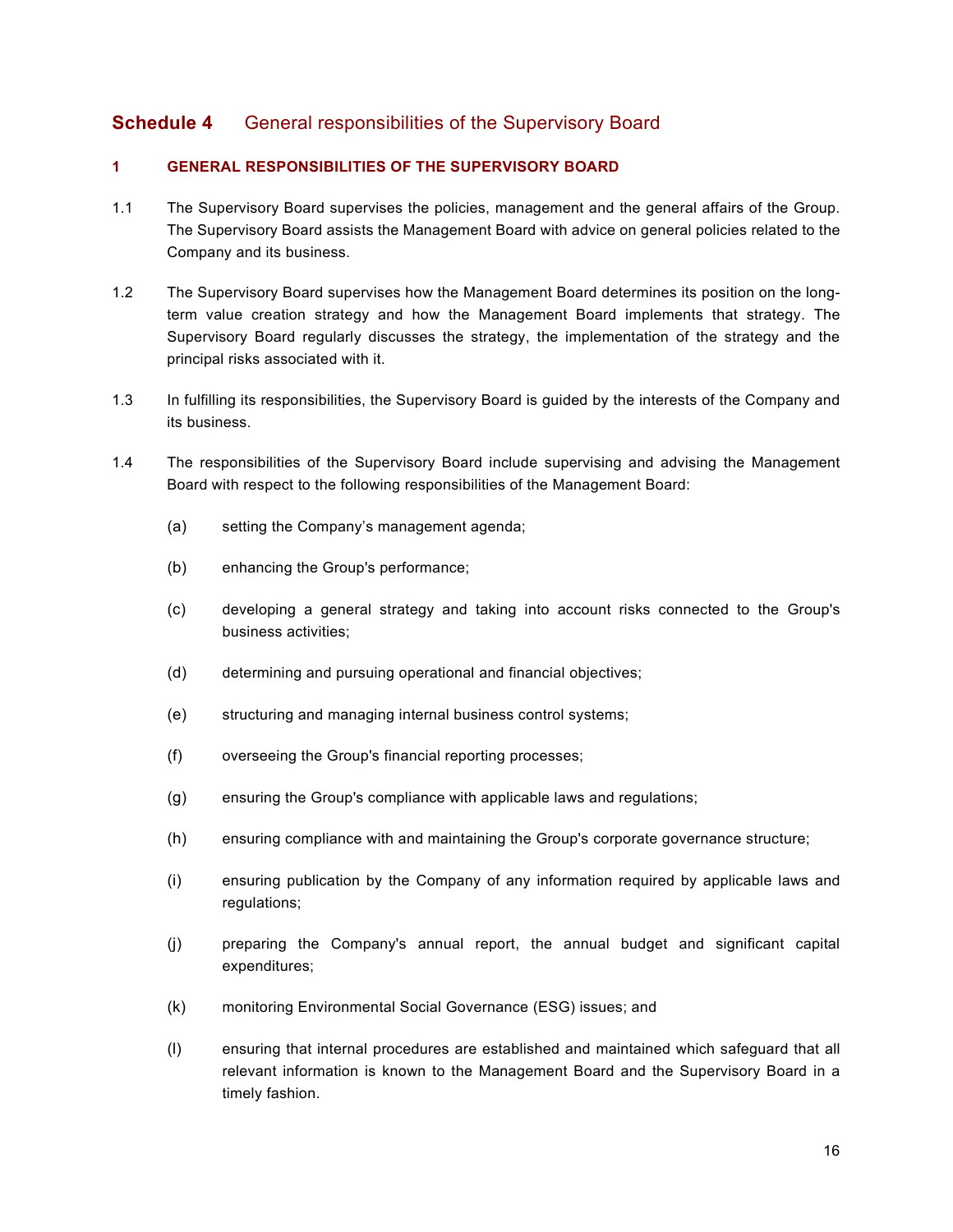# Schedule 4 General responsibilities of the Supervisory Board

## 1 GENERAL RESPONSIBILITIES OF THE SUPERVISORY BOARD

1.1 The Supervisory Board supervises the policies, management and the general affairs of the Group. The Supervisory Board assists the Management Board with advice on general policies related to the Company and its business.

1.2 The Supervisory Board supervises how the Management Board determines its position on the long-term value creation strategy and how the Management Board implements that strategy. The Supervisory Board regularly discusses the strategy, the implementation of the strategy and the principal risks associated with it.

1.3 In fulfilling its responsibilities, the Supervisory Board is guided by the interests of the Company and its business.

1.4 The responsibilities of the Supervisory Board include supervising and advising the Management Board with respect to the following responsibilities of the Management Board:

(a) setting the Company's management agenda;

(b) enhancing the Group's performance;

(c) developing a general strategy and taking into account risks connected to the Group's business activities;

(d) determining and pursuing operational and financial objectives;

(e) structuring and managing internal business control systems;

(f) overseeing the Group's financial reporting processes;

(g) ensuring the Group's compliance with applicable laws and regulations;

(h) ensuring compliance with and maintaining the Group's corporate governance structure;

(i) ensuring publication by the Company of any information required by applicable laws and regulations;

(j) preparing the Company's annual report, the annual budget and significant capital expenditures;

(k) monitoring Environmental Social Governance (ESG) issues; and

(l) ensuring that internal procedures are established and maintained which safeguard that all relevant information is known to the Management Board and the Supervisory Board in a timely fashion.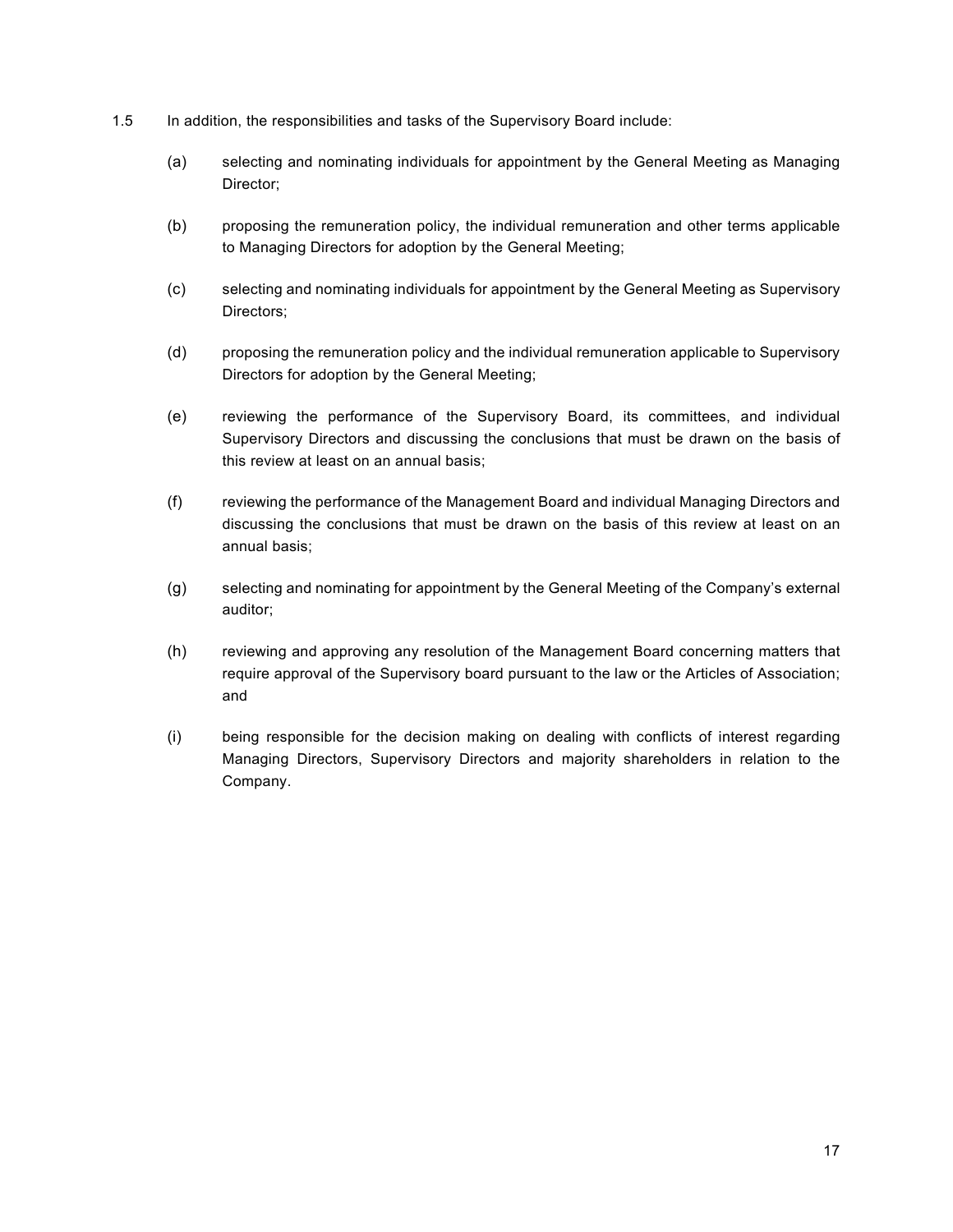1.5 In addition, the responsibilities and tasks of the Supervisory Board include:

(a) selecting and nominating individuals for appointment by the General Meeting as Managing Director;

(b) proposing the remuneration policy, the individual remuneration and other terms applicable to Managing Directors for adoption by the General Meeting;

(c) selecting and nominating individuals for appointment by the General Meeting as Supervisory Directors;

(d) proposing the remuneration policy and the individual remuneration applicable to Supervisory Directors for adoption by the General Meeting;

(e) reviewing the performance of the Supervisory Board, its committees, and individual Supervisory Directors and discussing the conclusions that must be drawn on the basis of this review at least on an annual basis;

(f) reviewing the performance of the Management Board and individual Managing Directors and discussing the conclusions that must be drawn on the basis of this review at least on an annual basis;

(g) selecting and nominating for appointment by the General Meeting of the Company's external auditor;

(h) reviewing and approving any resolution of the Management Board concerning matters that require approval of the Supervisory board pursuant to the law or the Articles of Association; and

(i) being responsible for the decision making on dealing with conflicts of interest regarding Managing Directors, Supervisory Directors and majority shareholders in relation to the Company.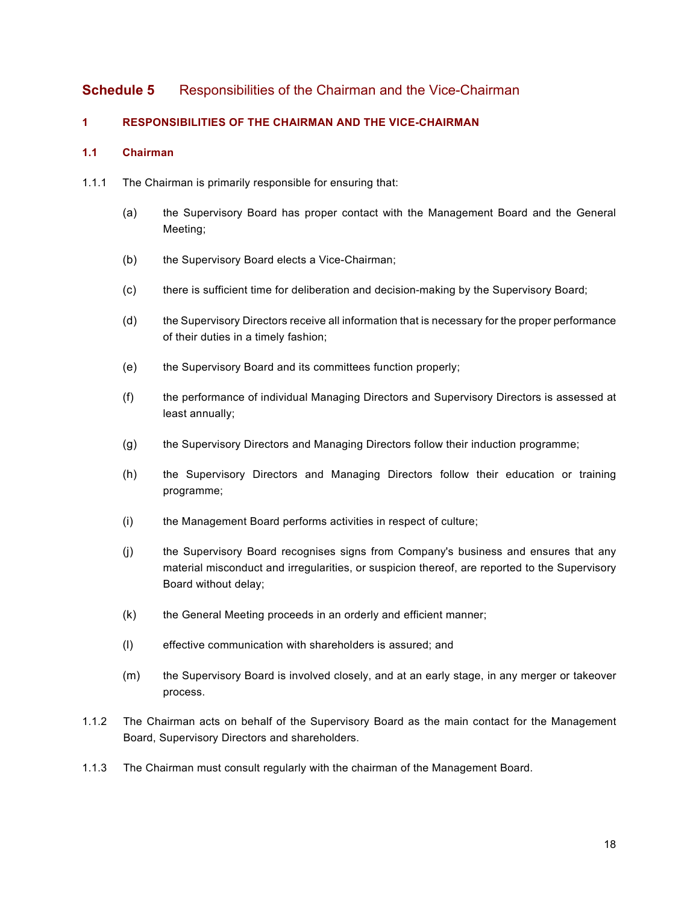# Schedule 5 Responsibilities of the Chairman and the Vice-Chairman

## 1 RESPONSIBILITIES OF THE CHAIRMAN AND THE VICE-CHAIRMAN

### 1.1 Chairman

1.1.1 The Chairman is primarily responsible for ensuring that:

(a) the Supervisory Board has proper contact with the Management Board and the General Meeting;

(b) the Supervisory Board elects a Vice-Chairman;

(c) there is sufficient time for deliberation and decision-making by the Supervisory Board;

(d) the Supervisory Directors receive all information that is necessary for the proper performance of their duties in a timely fashion;

(e) the Supervisory Board and its committees function properly;

(f) the performance of individual Managing Directors and Supervisory Directors is assessed at least annually;

(g) the Supervisory Directors and Managing Directors follow their induction programme;

(h) the Supervisory Directors and Managing Directors follow their education or training programme;

(i) the Management Board performs activities in respect of culture;

(j) the Supervisory Board recognises signs from Company's business and ensures that any material misconduct and irregularities, or suspicion thereof, are reported to the Supervisory Board without delay;

(k) the General Meeting proceeds in an orderly and efficient manner;

(l) effective communication with shareholders is assured; and

(m) the Supervisory Board is involved closely, and at an early stage, in any merger or takeover process.

1.1.2 The Chairman acts on behalf of the Supervisory Board as the main contact for the Management Board, Supervisory Directors and shareholders.

1.1.3 The Chairman must consult regularly with the chairman of the Management Board.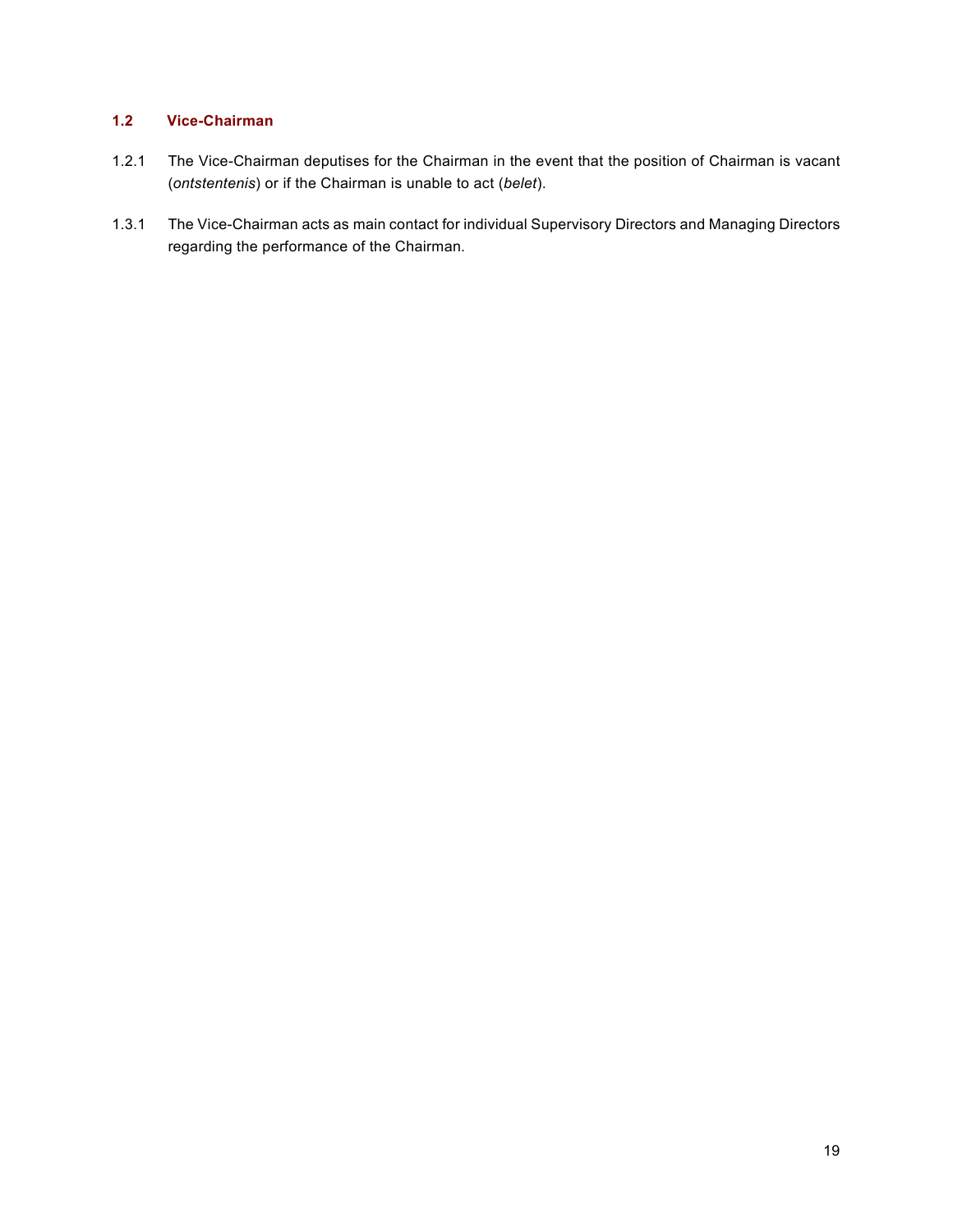### 1.2 Vice-Chairman

1.2.1 The Vice-Chairman deputises for the Chairman in the event that the position of Chairman is vacant (*ontstentenis*) or if the Chairman is unable to act (*belet*).

1.3.1 The Vice-Chairman acts as main contact for individual Supervisory Directors and Managing Directors regarding the performance of the Chairman.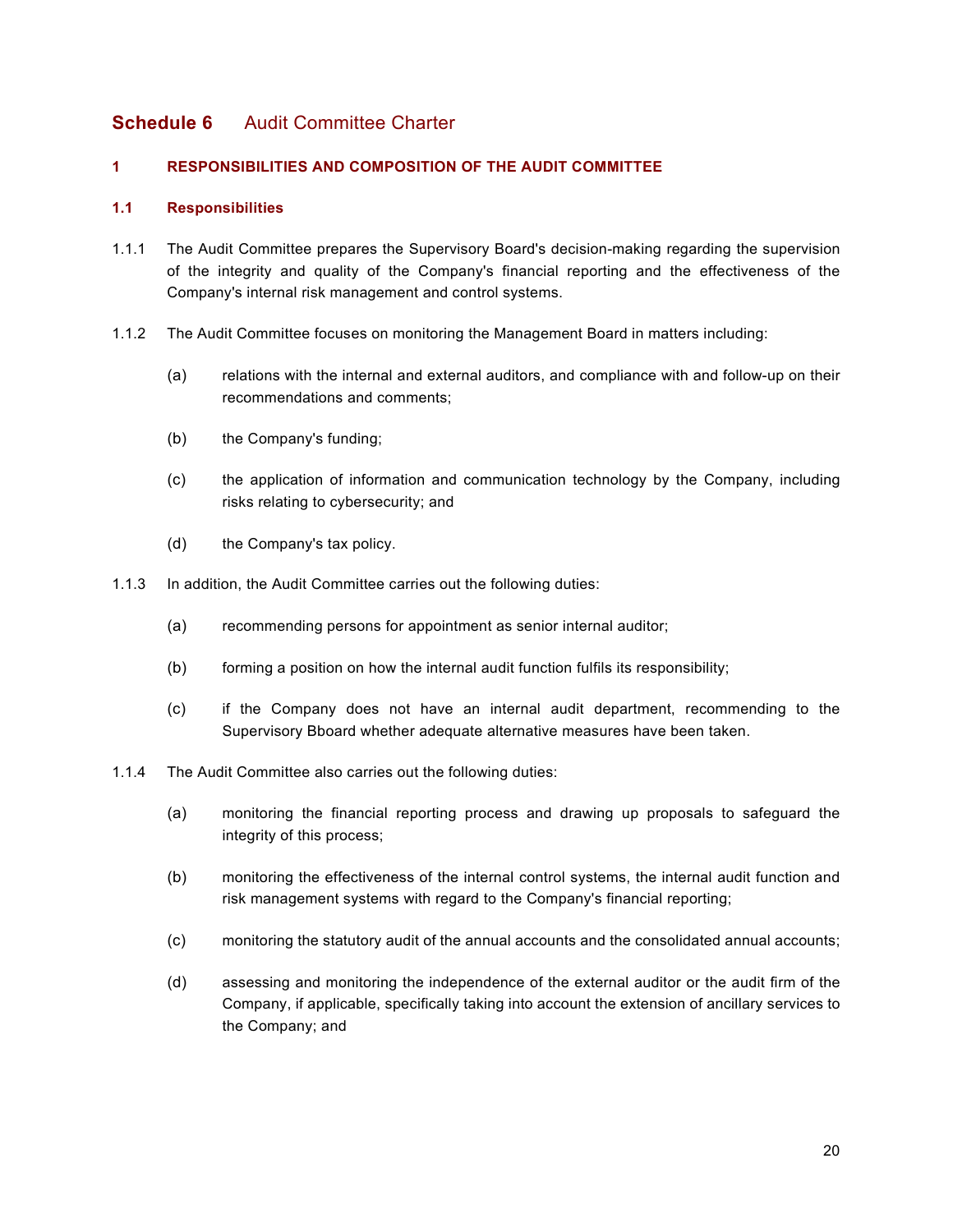## **Schedule 6** Audit Committee Charter

### 1 RESPONSIBILITIES AND COMPOSITION OF THE AUDIT COMMITTEE

#### 1.1 Responsibilities

1.1.1 The Audit Committee prepares the Supervisory Board's decision-making regarding the supervision of the integrity and quality of the Company's financial reporting and the effectiveness of the Company's internal risk management and control systems.

1.1.2 The Audit Committee focuses on monitoring the Management Board in matters including:

(a) relations with the internal and external auditors, and compliance with and follow-up on their recommendations and comments;

(b) the Company's funding;

(c) the application of information and communication technology by the Company, including risks relating to cybersecurity; and

(d) the Company's tax policy.

1.1.3 In addition, the Audit Committee carries out the following duties:

(a) recommending persons for appointment as senior internal auditor;

(b) forming a position on how the internal audit function fulfils its responsibility;

(c) if the Company does not have an internal audit department, recommending to the Supervisory Bboard whether adequate alternative measures have been taken.

1.1.4 The Audit Committee also carries out the following duties:

(a) monitoring the financial reporting process and drawing up proposals to safeguard the integrity of this process;

(b) monitoring the effectiveness of the internal control systems, the internal audit function and risk management systems with regard to the Company's financial reporting;

(c) monitoring the statutory audit of the annual accounts and the consolidated annual accounts;

(d) assessing and monitoring the independence of the external auditor or the audit firm of the Company, if applicable, specifically taking into account the extension of ancillary services to the Company; and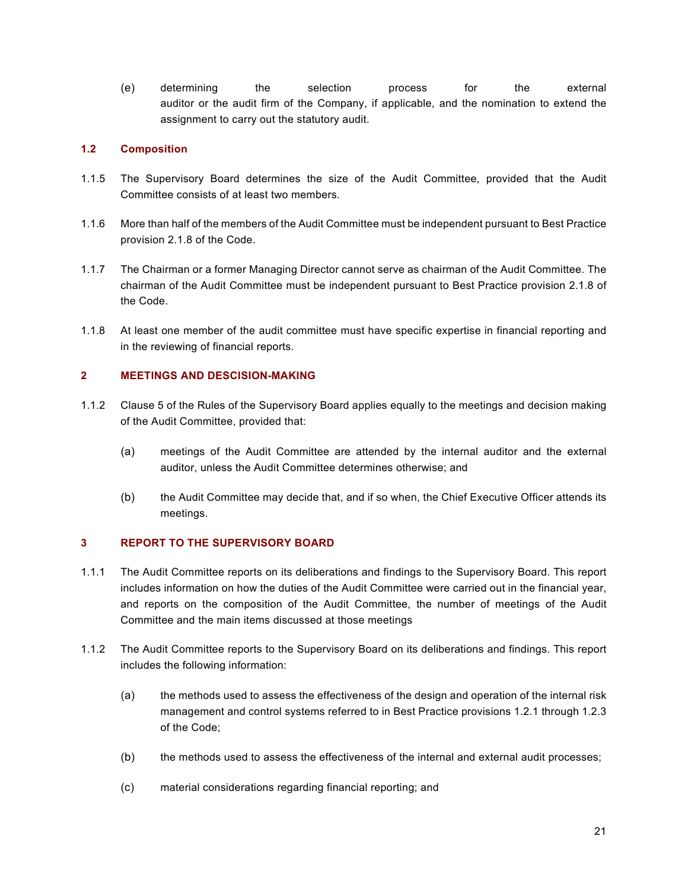(e) determining the selection process for the external auditor or the audit firm of the Company, if applicable, and the nomination to extend the assignment to carry out the statutory audit.

## 1.2 Composition

1.1.5 The Supervisory Board determines the size of the Audit Committee, provided that the Audit Committee consists of at least two members.

1.1.6 More than half of the members of the Audit Committee must be independent pursuant to Best Practice provision 2.1.8 of the Code.

1.1.7 The Chairman or a former Managing Director cannot serve as chairman of the Audit Committee. The chairman of the Audit Committee must be independent pursuant to Best Practice provision 2.1.8 of the Code.

1.1.8 At least one member of the audit committee must have specific expertise in financial reporting and in the reviewing of financial reports.

## 2 MEETINGS AND DESCISION-MAKING

1.1.2 Clause 5 of the Rules of the Supervisory Board applies equally to the meetings and decision making of the Audit Committee, provided that:

(a) meetings of the Audit Committee are attended by the internal auditor and the external auditor, unless the Audit Committee determines otherwise; and

(b) the Audit Committee may decide that, and if so when, the Chief Executive Officer attends its meetings.

## 3 REPORT TO THE SUPERVISORY BOARD

1.1.1 The Audit Committee reports on its deliberations and findings to the Supervisory Board. This report includes information on how the duties of the Audit Committee were carried out in the financial year, and reports on the composition of the Audit Committee, the number of meetings of the Audit Committee and the main items discussed at those meetings

1.1.2 The Audit Committee reports to the Supervisory Board on its deliberations and findings. This report includes the following information:

(a) the methods used to assess the effectiveness of the design and operation of the internal risk management and control systems referred to in Best Practice provisions 1.2.1 through 1.2.3 of the Code;

(b) the methods used to assess the effectiveness of the internal and external audit processes;

(c) material considerations regarding financial reporting; and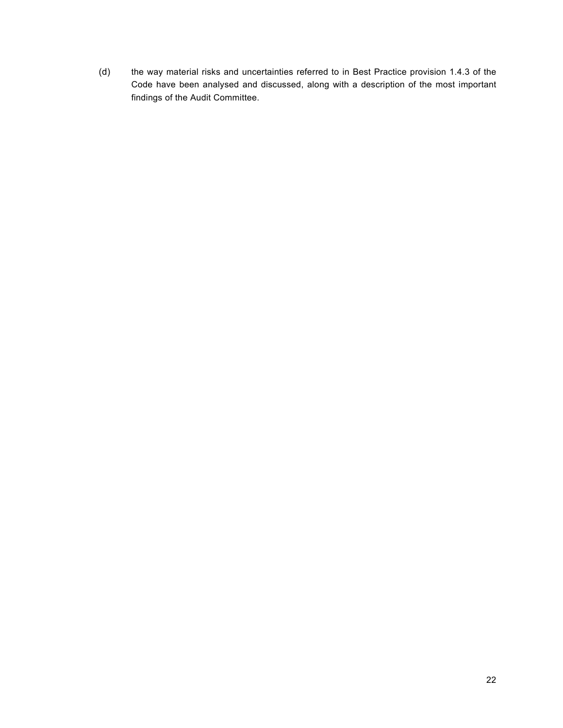(d) the way material risks and uncertainties referred to in Best Practice provision 1.4.3 of the Code have been analysed and discussed, along with a description of the most important findings of the Audit Committee.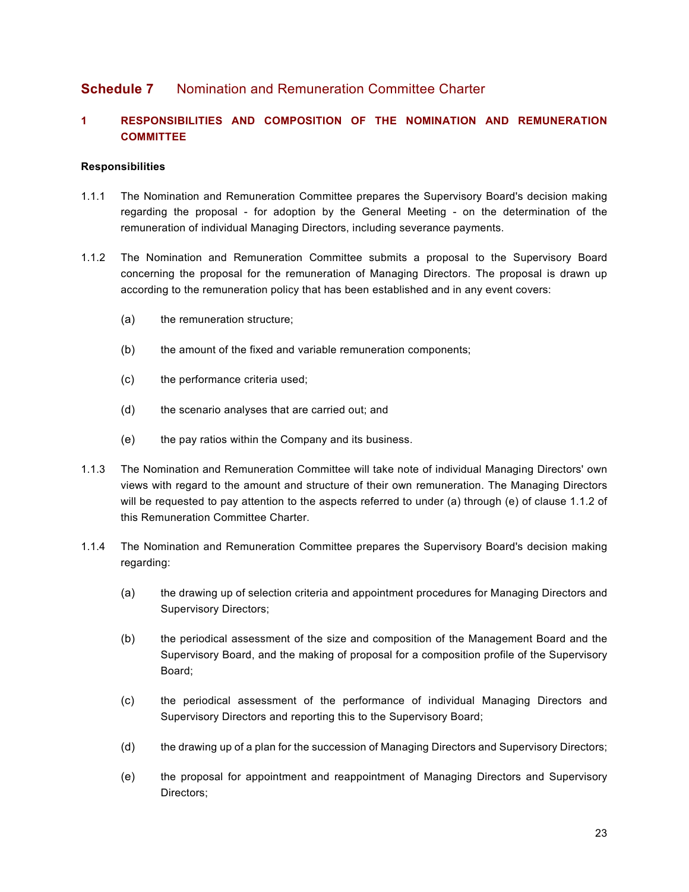# Schedule 7 Nomination and Remuneration Committee Charter

## 1 RESPONSIBILITIES AND COMPOSITION OF THE NOMINATION AND REMUNERATION COMMITTEE

**Responsibilities**

1.1.1 The Nomination and Remuneration Committee prepares the Supervisory Board's decision making regarding the proposal - for adoption by the General Meeting - on the determination of the remuneration of individual Managing Directors, including severance payments.

1.1.2 The Nomination and Remuneration Committee submits a proposal to the Supervisory Board concerning the proposal for the remuneration of Managing Directors. The proposal is drawn up according to the remuneration policy that has been established and in any event covers:

(a) the remuneration structure;

(b) the amount of the fixed and variable remuneration components;

(c) the performance criteria used;

(d) the scenario analyses that are carried out; and

(e) the pay ratios within the Company and its business.

1.1.3 The Nomination and Remuneration Committee will take note of individual Managing Directors' own views with regard to the amount and structure of their own remuneration. The Managing Directors will be requested to pay attention to the aspects referred to under (a) through (e) of clause 1.1.2 of this Remuneration Committee Charter.

1.1.4 The Nomination and Remuneration Committee prepares the Supervisory Board's decision making regarding:

(a) the drawing up of selection criteria and appointment procedures for Managing Directors and Supervisory Directors;

(b) the periodical assessment of the size and composition of the Management Board and the Supervisory Board, and the making of proposal for a composition profile of the Supervisory Board;

(c) the periodical assessment of the performance of individual Managing Directors and Supervisory Directors and reporting this to the Supervisory Board;

(d) the drawing up of a plan for the succession of Managing Directors and Supervisory Directors;

(e) the proposal for appointment and reappointment of Managing Directors and Supervisory Directors;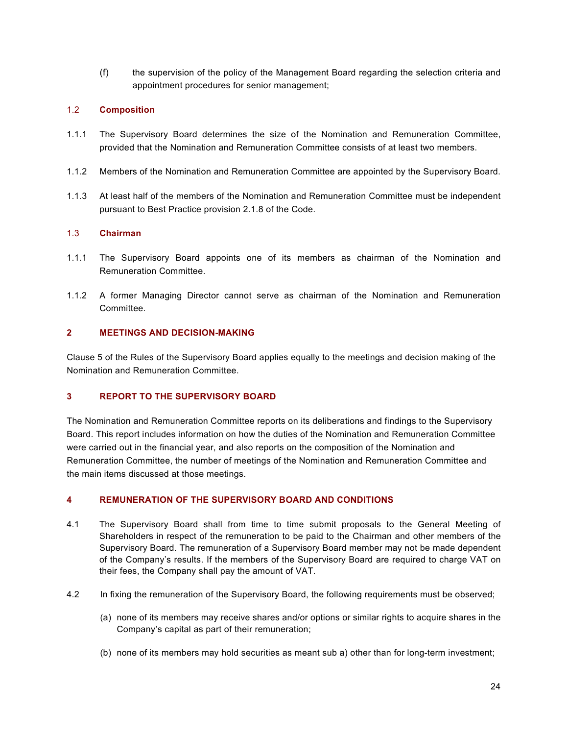(f) the supervision of the policy of the Management Board regarding the selection criteria and appointment procedures for senior management;

### 1.2 Composition

1.1.1 The Supervisory Board determines the size of the Nomination and Remuneration Committee, provided that the Nomination and Remuneration Committee consists of at least two members.

1.1.2 Members of the Nomination and Remuneration Committee are appointed by the Supervisory Board.

1.1.3 At least half of the members of the Nomination and Remuneration Committee must be independent pursuant to Best Practice provision 2.1.8 of the Code.

### 1.3 Chairman

1.1.1 The Supervisory Board appoints one of its members as chairman of the Nomination and Remuneration Committee.

1.1.2 A former Managing Director cannot serve as chairman of the Nomination and Remuneration Committee.

## 2 MEETINGS AND DECISION-MAKING

Clause 5 of the Rules of the Supervisory Board applies equally to the meetings and decision making of the Nomination and Remuneration Committee.

## 3 REPORT TO THE SUPERVISORY BOARD

The Nomination and Remuneration Committee reports on its deliberations and findings to the Supervisory Board. This report includes information on how the duties of the Nomination and Remuneration Committee were carried out in the financial year, and also reports on the composition of the Nomination and Remuneration Committee, the number of meetings of the Nomination and Remuneration Committee and the main items discussed at those meetings.

## 4 REMUNERATION OF THE SUPERVISORY BOARD AND CONDITIONS

4.1 The Supervisory Board shall from time to time submit proposals to the General Meeting of Shareholders in respect of the remuneration to be paid to the Chairman and other members of the Supervisory Board. The remuneration of a Supervisory Board member may not be made dependent of the Company's results. If the members of the Supervisory Board are required to charge VAT on their fees, the Company shall pay the amount of VAT.

4.2 In fixing the remuneration of the Supervisory Board, the following requirements must be observed;

(a) none of its members may receive shares and/or options or similar rights to acquire shares in the Company's capital as part of their remuneration;

(b) none of its members may hold securities as meant sub a) other than for long-term investment;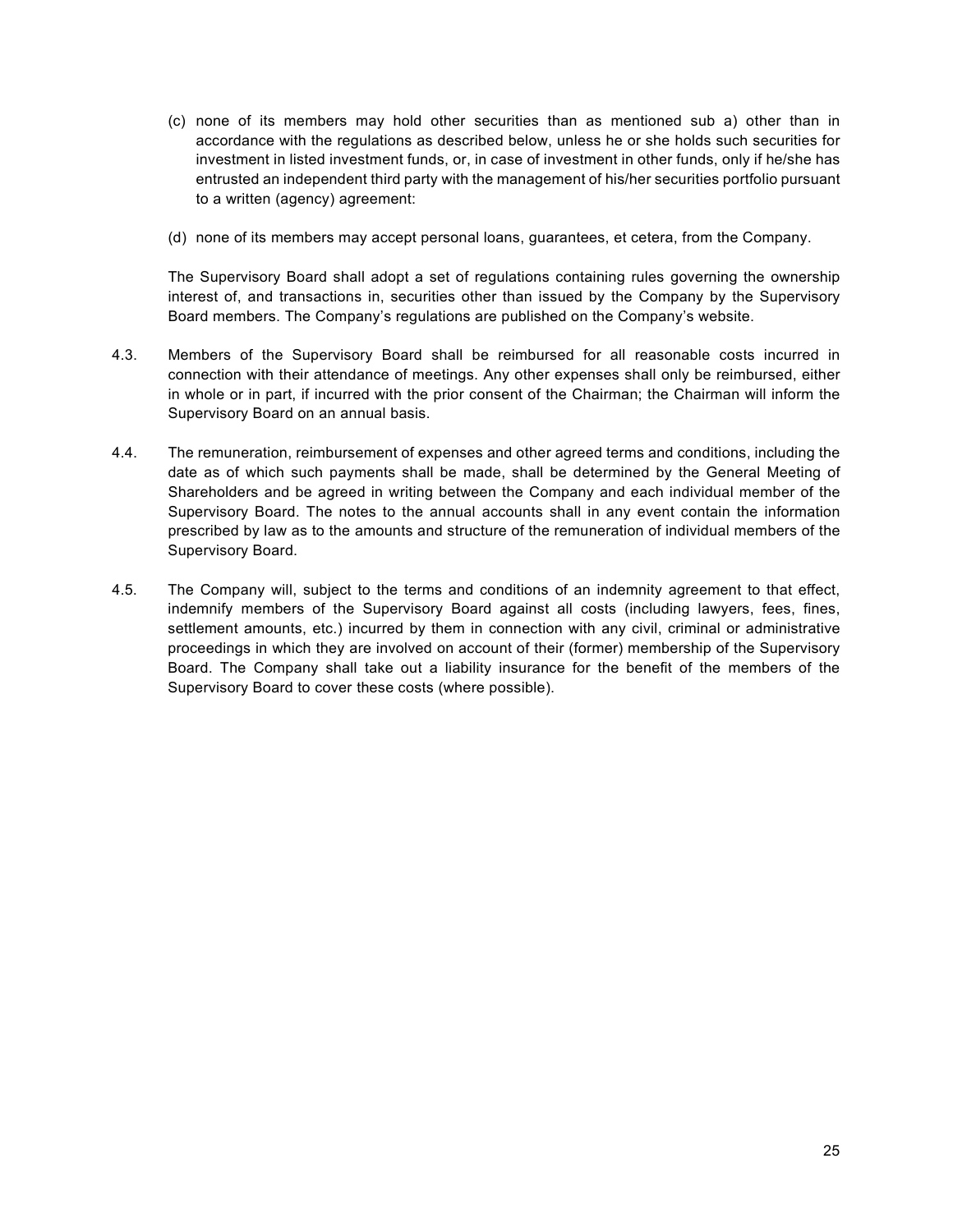(c) none of its members may hold other securities than as mentioned sub a) other than in accordance with the regulations as described below, unless he or she holds such securities for investment in listed investment funds, or, in case of investment in other funds, only if he/she has entrusted an independent third party with the management of his/her securities portfolio pursuant to a written (agency) agreement:

(d) none of its members may accept personal loans, guarantees, et cetera, from the Company.

The Supervisory Board shall adopt a set of regulations containing rules governing the ownership interest of, and transactions in, securities other than issued by the Company by the Supervisory Board members. The Company's regulations are published on the Company's website.

4.3. Members of the Supervisory Board shall be reimbursed for all reasonable costs incurred in connection with their attendance of meetings. Any other expenses shall only be reimbursed, either in whole or in part, if incurred with the prior consent of the Chairman; the Chairman will inform the Supervisory Board on an annual basis.

4.4. The remuneration, reimbursement of expenses and other agreed terms and conditions, including the date as of which such payments shall be made, shall be determined by the General Meeting of Shareholders and be agreed in writing between the Company and each individual member of the Supervisory Board. The notes to the annual accounts shall in any event contain the information prescribed by law as to the amounts and structure of the remuneration of individual members of the Supervisory Board.

4.5. The Company will, subject to the terms and conditions of an indemnity agreement to that effect, indemnify members of the Supervisory Board against all costs (including lawyers, fees, fines, settlement amounts, etc.) incurred by them in connection with any civil, criminal or administrative proceedings in which they are involved on account of their (former) membership of the Supervisory Board. The Company shall take out a liability insurance for the benefit of the members of the Supervisory Board to cover these costs (where possible).